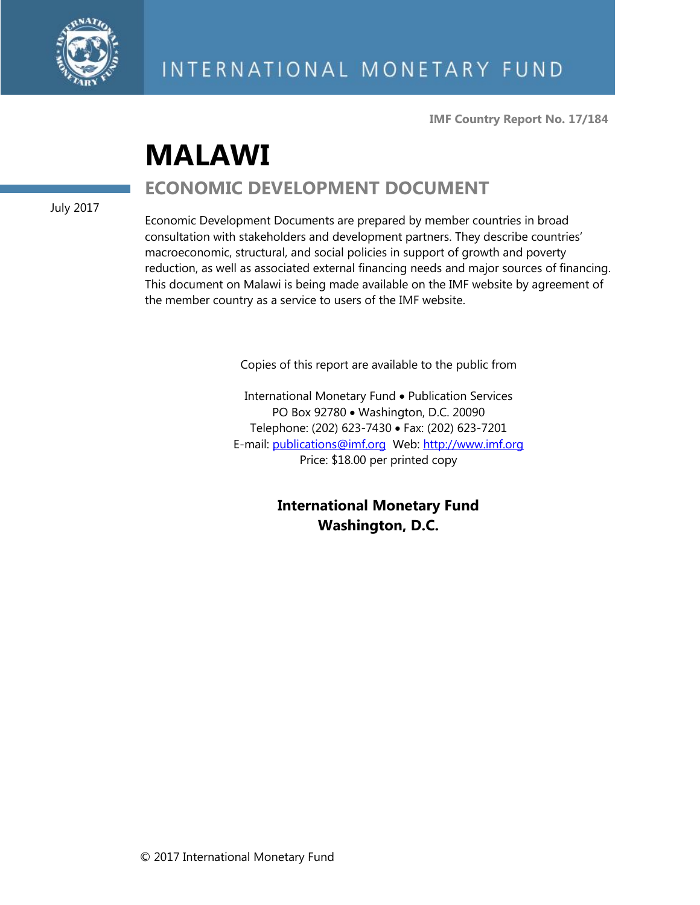INTERNATIONAL MONETARY FUND

**IMF Country Report No. 17/184**

# MALAWI

## ECONOMIC DEVELOPMENT DOCUMENT

July 2017

Economic Development Documents are prepared by member countries in broad consultation with stakeholders and development partners. They describe countries' macroeconomic, structural, and social policies in support of growth and poverty reduction, as well as associated external financing needs and major sources of financing. This document on Malawi is being made available on the IMF website by agreement of the member country as a service to users of the IMF website.

Copies of this report are available to the public from

International Monetary Fund • Publication Services
PO Box 92780 • Washington, D.C. 20090
Telephone: (202) 623-7430 • Fax: (202) 623-7201
E-mail: publications@imf.org Web: http://www.imf.org
Price: $18.00 per printed copy

**International Monetary Fund**
**Washington, D.C.**

© 2017 International Monetary Fund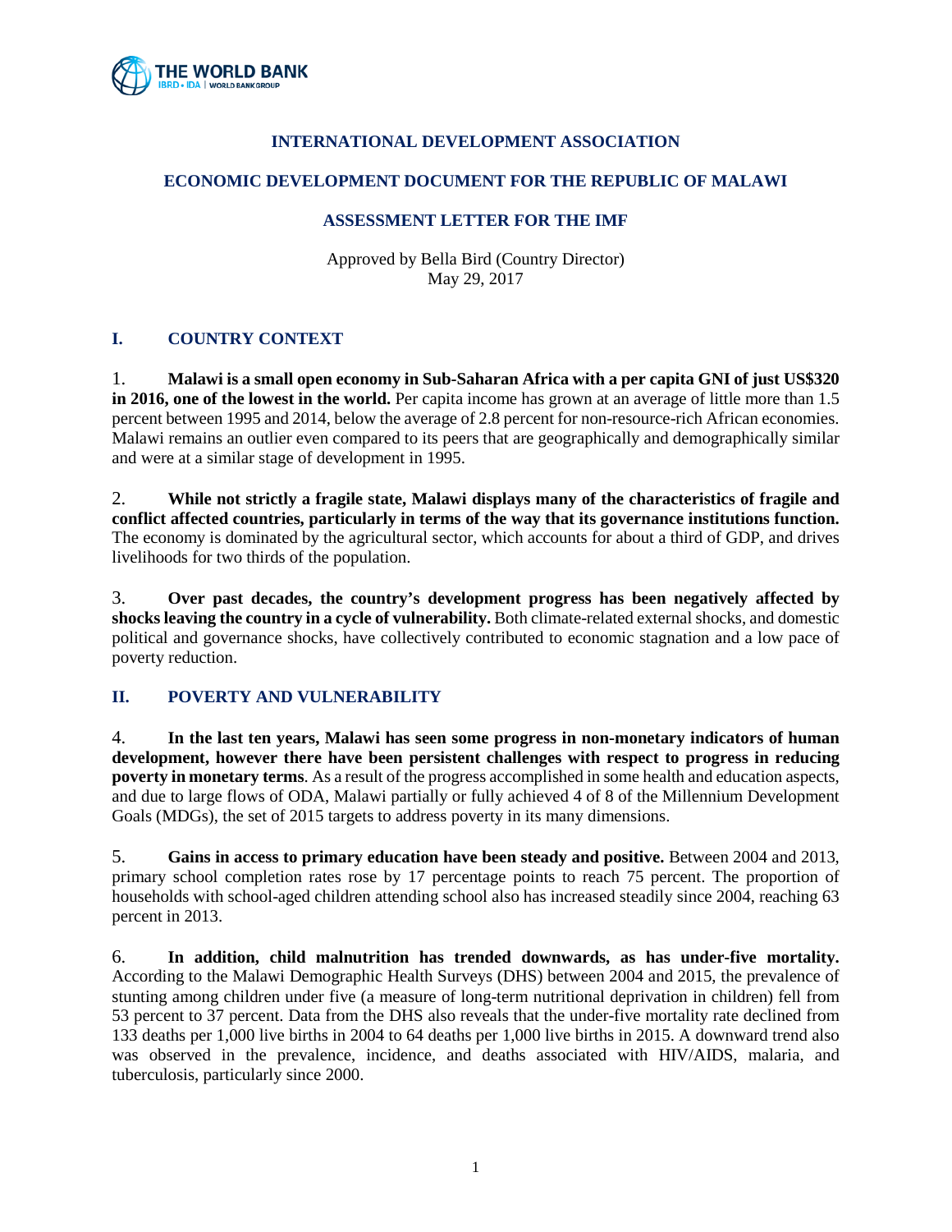**INTERNATIONAL DEVELOPMENT ASSOCIATION**

**ECONOMIC DEVELOPMENT DOCUMENT FOR THE REPUBLIC OF MALAWI**

**ASSESSMENT LETTER FOR THE IMF**

Approved by Bella Bird (Country Director)
May 29, 2017

## I. COUNTRY CONTEXT

1. **Malawi is a small open economy in Sub-Saharan Africa with a per capita GNI of just US$320 in 2016, one of the lowest in the world.** Per capita income has grown at an average of little more than 1.5 percent between 1995 and 2014, below the average of 2.8 percent for non-resource-rich African economies. Malawi remains an outlier even compared to its peers that are geographically and demographically similar and were at a similar stage of development in 1995.

2. **While not strictly a fragile state, Malawi displays many of the characteristics of fragile and conflict affected countries, particularly in terms of the way that its governance institutions function.** The economy is dominated by the agricultural sector, which accounts for about a third of GDP, and drives livelihoods for two thirds of the population.

3. **Over past decades, the country's development progress has been negatively affected by shocks leaving the country in a cycle of vulnerability.** Both climate-related external shocks, and domestic political and governance shocks, have collectively contributed to economic stagnation and a low pace of poverty reduction.

## II. POVERTY AND VULNERABILITY

4. **In the last ten years, Malawi has seen some progress in non-monetary indicators of human development, however there have been persistent challenges with respect to progress in reducing poverty in monetary terms**. As a result of the progress accomplished in some health and education aspects, and due to large flows of ODA, Malawi partially or fully achieved 4 of 8 of the Millennium Development Goals (MDGs), the set of 2015 targets to address poverty in its many dimensions.

5. **Gains in access to primary education have been steady and positive.** Between 2004 and 2013, primary school completion rates rose by 17 percentage points to reach 75 percent. The proportion of households with school-aged children attending school also has increased steadily since 2004, reaching 63 percent in 2013.

6. **In addition, child malnutrition has trended downwards, as has under-five mortality.** According to the Malawi Demographic Health Surveys (DHS) between 2004 and 2015, the prevalence of stunting among children under five (a measure of long-term nutritional deprivation in children) fell from 53 percent to 37 percent. Data from the DHS also reveals that the under-five mortality rate declined from 133 deaths per 1,000 live births in 2004 to 64 deaths per 1,000 live births in 2015. A downward trend also was observed in the prevalence, incidence, and deaths associated with HIV/AIDS, malaria, and tuberculosis, particularly since 2000.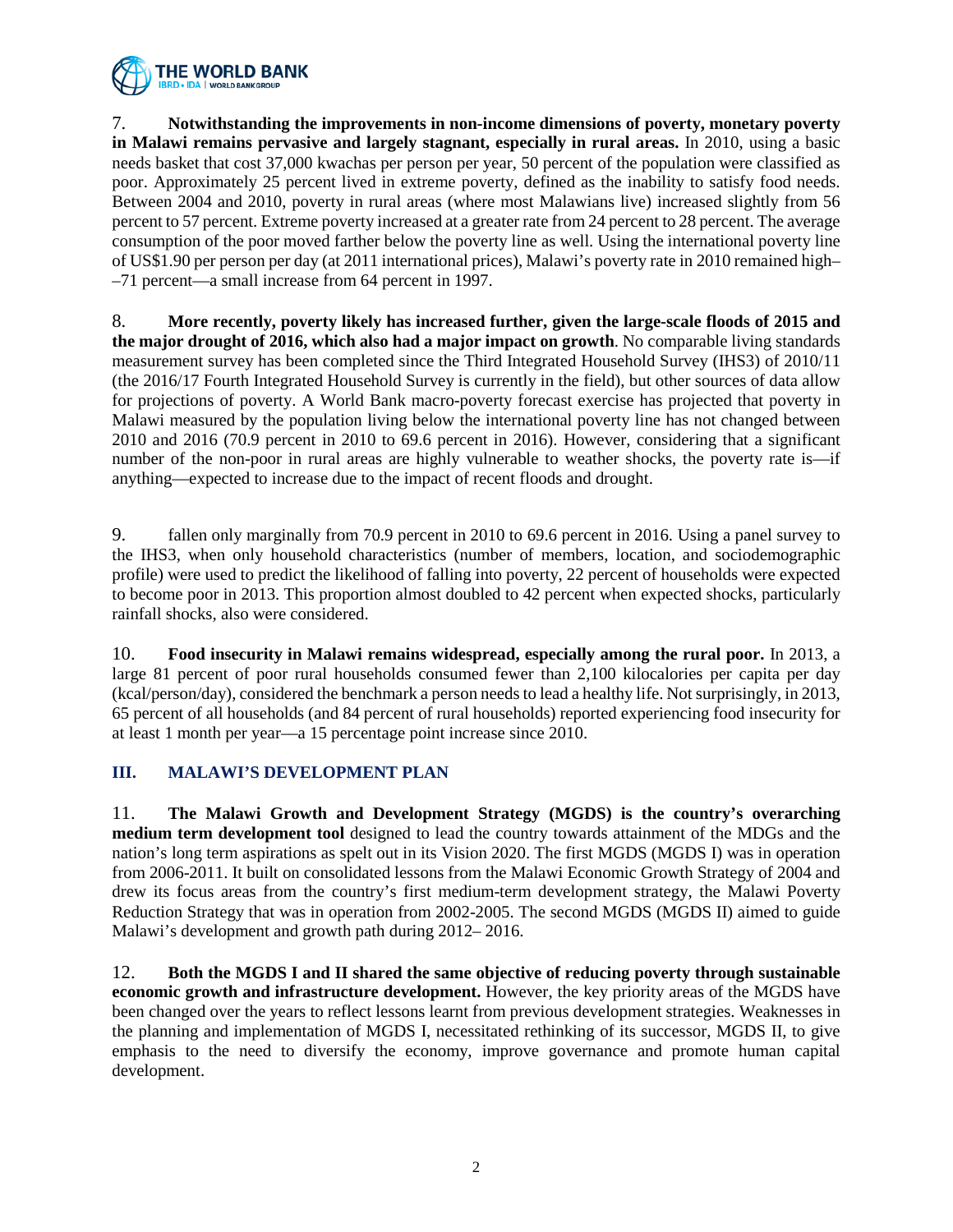7. **Notwithstanding the improvements in non-income dimensions of poverty, monetary poverty in Malawi remains pervasive and largely stagnant, especially in rural areas.** In 2010, using a basic needs basket that cost 37,000 kwachas per person per year, 50 percent of the population were classified as poor. Approximately 25 percent lived in extreme poverty, defined as the inability to satisfy food needs. Between 2004 and 2010, poverty in rural areas (where most Malawians live) increased slightly from 56 percent to 57 percent. Extreme poverty increased at a greater rate from 24 percent to 28 percent. The average consumption of the poor moved farther below the poverty line as well. Using the international poverty line of US$1.90 per person per day (at 2011 international prices), Malawi's poverty rate in 2010 remained high––71 percent—a small increase from 64 percent in 1997.

8. **More recently, poverty likely has increased further, given the large-scale floods of 2015 and the major drought of 2016, which also had a major impact on growth**. No comparable living standards measurement survey has been completed since the Third Integrated Household Survey (IHS3) of 2010/11 (the 2016/17 Fourth Integrated Household Survey is currently in the field), but other sources of data allow for projections of poverty. A World Bank macro-poverty forecast exercise has projected that poverty in Malawi measured by the population living below the international poverty line has not changed between 2010 and 2016 (70.9 percent in 2010 to 69.6 percent in 2016). However, considering that a significant number of the non-poor in rural areas are highly vulnerable to weather shocks, the poverty rate is—if anything—expected to increase due to the impact of recent floods and drought.

9. fallen only marginally from 70.9 percent in 2010 to 69.6 percent in 2016. Using a panel survey to the IHS3, when only household characteristics (number of members, location, and sociodemographic profile) were used to predict the likelihood of falling into poverty, 22 percent of households were expected to become poor in 2013. This proportion almost doubled to 42 percent when expected shocks, particularly rainfall shocks, also were considered.

10. **Food insecurity in Malawi remains widespread, especially among the rural poor.** In 2013, a large 81 percent of poor rural households consumed fewer than 2,100 kilocalories per capita per day (kcal/person/day), considered the benchmark a person needs to lead a healthy life. Not surprisingly, in 2013, 65 percent of all households (and 84 percent of rural households) reported experiencing food insecurity for at least 1 month per year—a 15 percentage point increase since 2010.

## III. MALAWI'S DEVELOPMENT PLAN

11. **The Malawi Growth and Development Strategy (MGDS) is the country's overarching medium term development tool** designed to lead the country towards attainment of the MDGs and the nation's long term aspirations as spelt out in its Vision 2020. The first MGDS (MGDS I) was in operation from 2006-2011. It built on consolidated lessons from the Malawi Economic Growth Strategy of 2004 and drew its focus areas from the country's first medium-term development strategy, the Malawi Poverty Reduction Strategy that was in operation from 2002-2005. The second MGDS (MGDS II) aimed to guide Malawi's development and growth path during 2012– 2016.

12. **Both the MGDS I and II shared the same objective of reducing poverty through sustainable economic growth and infrastructure development.** However, the key priority areas of the MGDS have been changed over the years to reflect lessons learnt from previous development strategies. Weaknesses in the planning and implementation of MGDS I, necessitated rethinking of its successor, MGDS II, to give emphasis to the need to diversify the economy, improve governance and promote human capital development.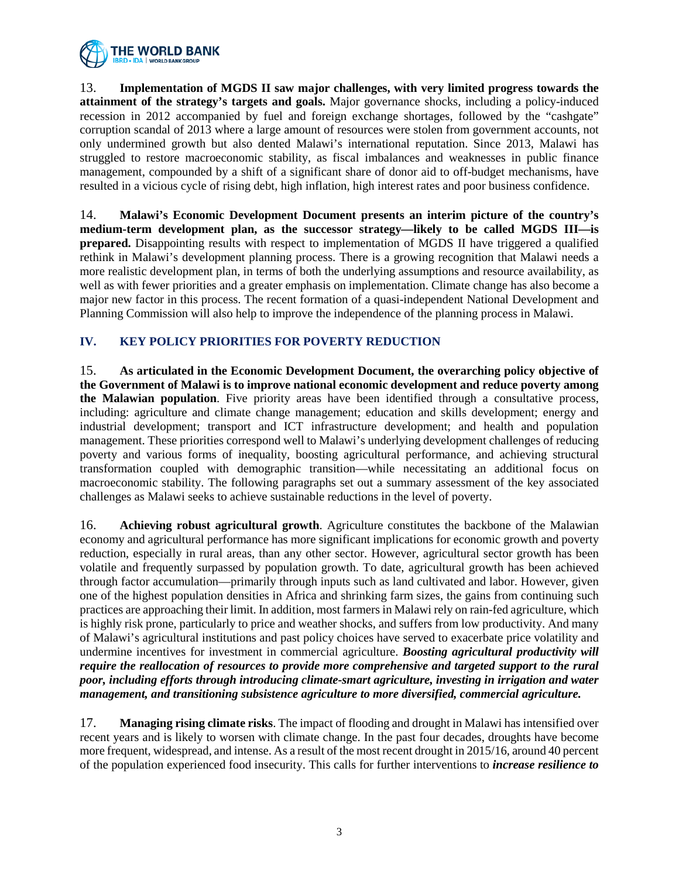13. **Implementation of MGDS II saw major challenges, with very limited progress towards the attainment of the strategy's targets and goals.** Major governance shocks, including a policy-induced recession in 2012 accompanied by fuel and foreign exchange shortages, followed by the "cashgate" corruption scandal of 2013 where a large amount of resources were stolen from government accounts, not only undermined growth but also dented Malawi's international reputation. Since 2013, Malawi has struggled to restore macroeconomic stability, as fiscal imbalances and weaknesses in public finance management, compounded by a shift of a significant share of donor aid to off-budget mechanisms, have resulted in a vicious cycle of rising debt, high inflation, high interest rates and poor business confidence.

14. **Malawi's Economic Development Document presents an interim picture of the country's medium-term development plan, as the successor strategy—likely to be called MGDS III—is prepared.** Disappointing results with respect to implementation of MGDS II have triggered a qualified rethink in Malawi's development planning process. There is a growing recognition that Malawi needs a more realistic development plan, in terms of both the underlying assumptions and resource availability, as well as with fewer priorities and a greater emphasis on implementation. Climate change has also become a major new factor in this process. The recent formation of a quasi-independent National Development and Planning Commission will also help to improve the independence of the planning process in Malawi.

## IV. KEY POLICY PRIORITIES FOR POVERTY REDUCTION

15. **As articulated in the Economic Development Document, the overarching policy objective of the Government of Malawi is to improve national economic development and reduce poverty among the Malawian population**. Five priority areas have been identified through a consultative process, including: agriculture and climate change management; education and skills development; energy and industrial development; transport and ICT infrastructure development; and health and population management. These priorities correspond well to Malawi's underlying development challenges of reducing poverty and various forms of inequality, boosting agricultural performance, and achieving structural transformation coupled with demographic transition—while necessitating an additional focus on macroeconomic stability. The following paragraphs set out a summary assessment of the key associated challenges as Malawi seeks to achieve sustainable reductions in the level of poverty.

16. **Achieving robust agricultural growth**. Agriculture constitutes the backbone of the Malawian economy and agricultural performance has more significant implications for economic growth and poverty reduction, especially in rural areas, than any other sector. However, agricultural sector growth has been volatile and frequently surpassed by population growth. To date, agricultural growth has been achieved through factor accumulation—primarily through inputs such as land cultivated and labor. However, given one of the highest population densities in Africa and shrinking farm sizes, the gains from continuing such practices are approaching their limit. In addition, most farmers in Malawi rely on rain-fed agriculture, which is highly risk prone, particularly to price and weather shocks, and suffers from low productivity. And many of Malawi's agricultural institutions and past policy choices have served to exacerbate price volatility and undermine incentives for investment in commercial agriculture. ***Boosting agricultural productivity will require the reallocation of resources to provide more comprehensive and targeted support to the rural poor, including efforts through introducing climate-smart agriculture, investing in irrigation and water management, and transitioning subsistence agriculture to more diversified, commercial agriculture.***

17. **Managing rising climate risks**. The impact of flooding and drought in Malawi has intensified over recent years and is likely to worsen with climate change. In the past four decades, droughts have become more frequent, widespread, and intense. As a result of the most recent drought in 2015/16, around 40 percent of the population experienced food insecurity. This calls for further interventions to ***increase resilience to***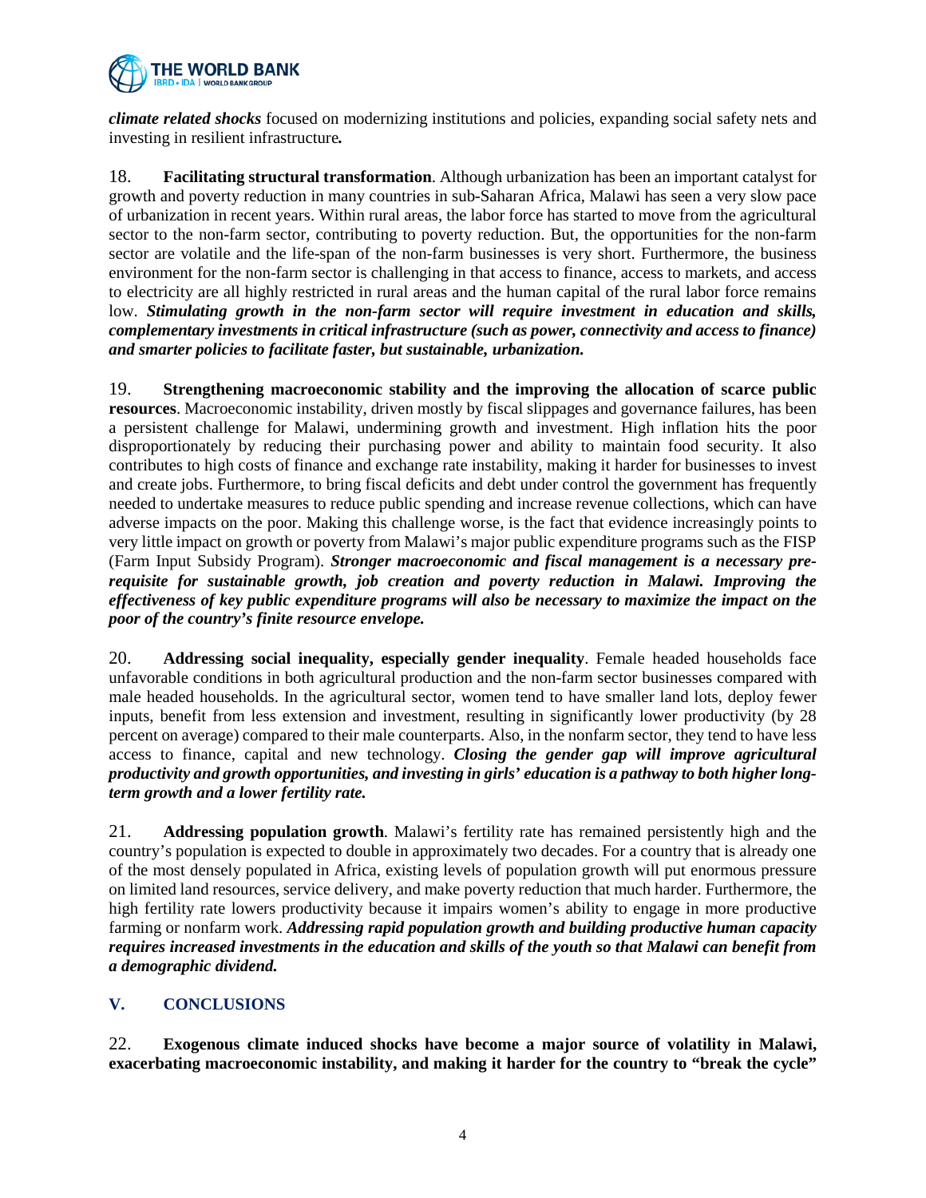***climate related shocks*** focused on modernizing institutions and policies, expanding social safety nets and investing in resilient infrastructure***.***

18. **Facilitating structural transformation**. Although urbanization has been an important catalyst for growth and poverty reduction in many countries in sub-Saharan Africa, Malawi has seen a very slow pace of urbanization in recent years. Within rural areas, the labor force has started to move from the agricultural sector to the non-farm sector, contributing to poverty reduction. But, the opportunities for the non-farm sector are volatile and the life-span of the non-farm businesses is very short. Furthermore, the business environment for the non-farm sector is challenging in that access to finance, access to markets, and access to electricity are all highly restricted in rural areas and the human capital of the rural labor force remains low. ***Stimulating growth in the non-farm sector will require investment in education and skills, complementary investments in critical infrastructure (such as power, connectivity and access to finance) and smarter policies to facilitate faster, but sustainable, urbanization.***

19. **Strengthening macroeconomic stability and the improving the allocation of scarce public resources**. Macroeconomic instability, driven mostly by fiscal slippages and governance failures, has been a persistent challenge for Malawi, undermining growth and investment. High inflation hits the poor disproportionately by reducing their purchasing power and ability to maintain food security. It also contributes to high costs of finance and exchange rate instability, making it harder for businesses to invest and create jobs. Furthermore, to bring fiscal deficits and debt under control the government has frequently needed to undertake measures to reduce public spending and increase revenue collections, which can have adverse impacts on the poor. Making this challenge worse, is the fact that evidence increasingly points to very little impact on growth or poverty from Malawi's major public expenditure programs such as the FISP (Farm Input Subsidy Program). ***Stronger macroeconomic and fiscal management is a necessary pre-requisite for sustainable growth, job creation and poverty reduction in Malawi. Improving the effectiveness of key public expenditure programs will also be necessary to maximize the impact on the poor of the country's finite resource envelope.***

20. **Addressing social inequality, especially gender inequality**. Female headed households face unfavorable conditions in both agricultural production and the non-farm sector businesses compared with male headed households. In the agricultural sector, women tend to have smaller land lots, deploy fewer inputs, benefit from less extension and investment, resulting in significantly lower productivity (by 28 percent on average) compared to their male counterparts. Also, in the nonfarm sector, they tend to have less access to finance, capital and new technology. ***Closing the gender gap will improve agricultural productivity and growth opportunities, and investing in girls' education is a pathway to both higher long-term growth and a lower fertility rate.***

21. **Addressing population growth**. Malawi's fertility rate has remained persistently high and the country's population is expected to double in approximately two decades. For a country that is already one of the most densely populated in Africa, existing levels of population growth will put enormous pressure on limited land resources, service delivery, and make poverty reduction that much harder. Furthermore, the high fertility rate lowers productivity because it impairs women's ability to engage in more productive farming or nonfarm work. ***Addressing rapid population growth and building productive human capacity requires increased investments in the education and skills of the youth so that Malawi can benefit from a demographic dividend.***

## V. CONCLUSIONS

22. **Exogenous climate induced shocks have become a major source of volatility in Malawi, exacerbating macroeconomic instability, and making it harder for the country to "break the cycle"**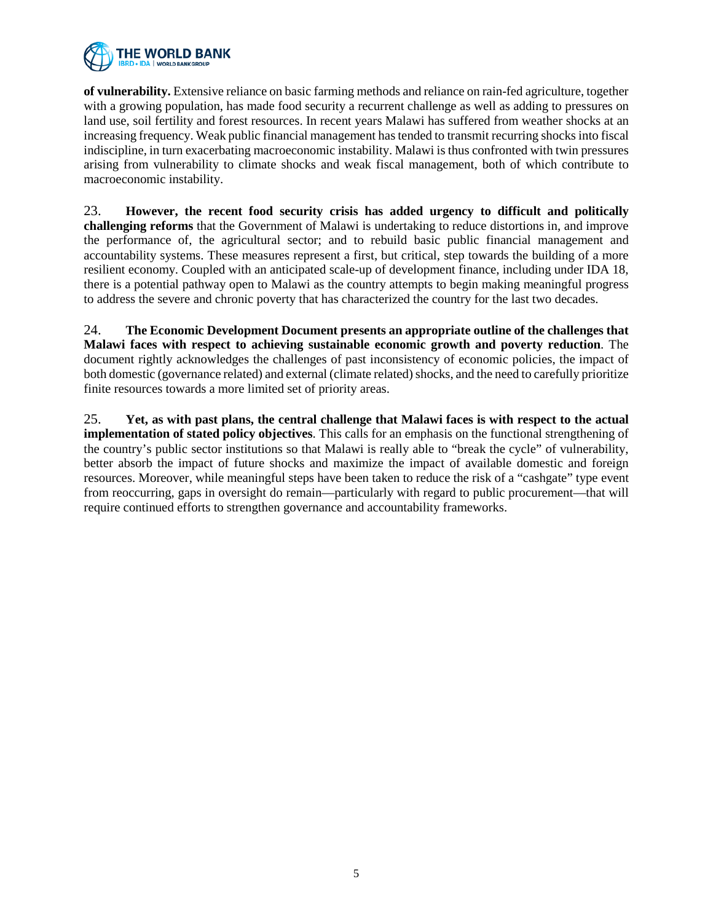**of vulnerability.** Extensive reliance on basic farming methods and reliance on rain-fed agriculture, together with a growing population, has made food security a recurrent challenge as well as adding to pressures on land use, soil fertility and forest resources. In recent years Malawi has suffered from weather shocks at an increasing frequency. Weak public financial management has tended to transmit recurring shocks into fiscal indiscipline, in turn exacerbating macroeconomic instability. Malawi is thus confronted with twin pressures arising from vulnerability to climate shocks and weak fiscal management, both of which contribute to macroeconomic instability.

23. **However, the recent food security crisis has added urgency to difficult and politically challenging reforms** that the Government of Malawi is undertaking to reduce distortions in, and improve the performance of, the agricultural sector; and to rebuild basic public financial management and accountability systems. These measures represent a first, but critical, step towards the building of a more resilient economy. Coupled with an anticipated scale-up of development finance, including under IDA 18, there is a potential pathway open to Malawi as the country attempts to begin making meaningful progress to address the severe and chronic poverty that has characterized the country for the last two decades.

24. **The Economic Development Document presents an appropriate outline of the challenges that Malawi faces with respect to achieving sustainable economic growth and poverty reduction**. The document rightly acknowledges the challenges of past inconsistency of economic policies, the impact of both domestic (governance related) and external (climate related) shocks, and the need to carefully prioritize finite resources towards a more limited set of priority areas.

25. **Yet, as with past plans, the central challenge that Malawi faces is with respect to the actual implementation of stated policy objectives**. This calls for an emphasis on the functional strengthening of the country's public sector institutions so that Malawi is really able to "break the cycle" of vulnerability, better absorb the impact of future shocks and maximize the impact of available domestic and foreign resources. Moreover, while meaningful steps have been taken to reduce the risk of a "cashgate" type event from reoccurring, gaps in oversight do remain—particularly with regard to public procurement—that will require continued efforts to strengthen governance and accountability frameworks.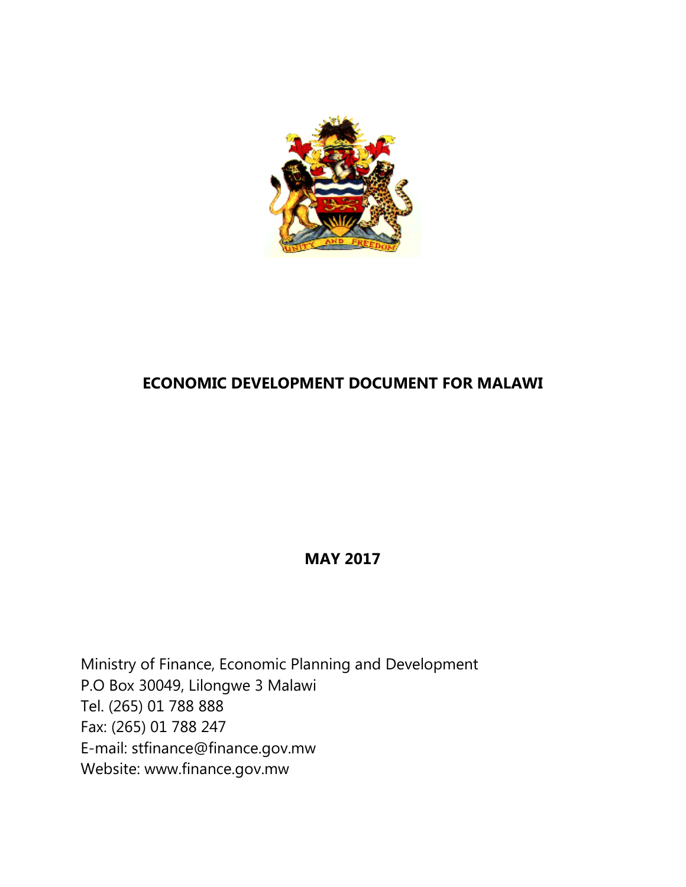**ECONOMIC DEVELOPMENT DOCUMENT FOR MALAWI**

**MAY 2017**

Ministry of Finance, Economic Planning and Development
P.O Box 30049, Lilongwe 3 Malawi
Tel. (265) 01 788 888
Fax: (265) 01 788 247
E-mail: stfinance@finance.gov.mw
Website: www.finance.gov.mw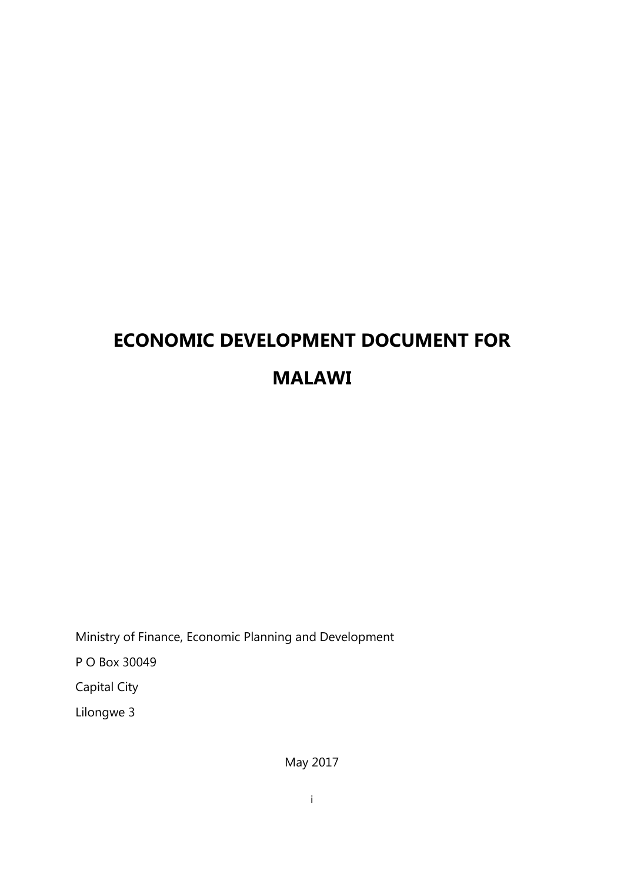# ECONOMIC DEVELOPMENT DOCUMENT FOR MALAWI

Ministry of Finance, Economic Planning and Development

P O Box 30049

Capital City

Lilongwe 3

May 2017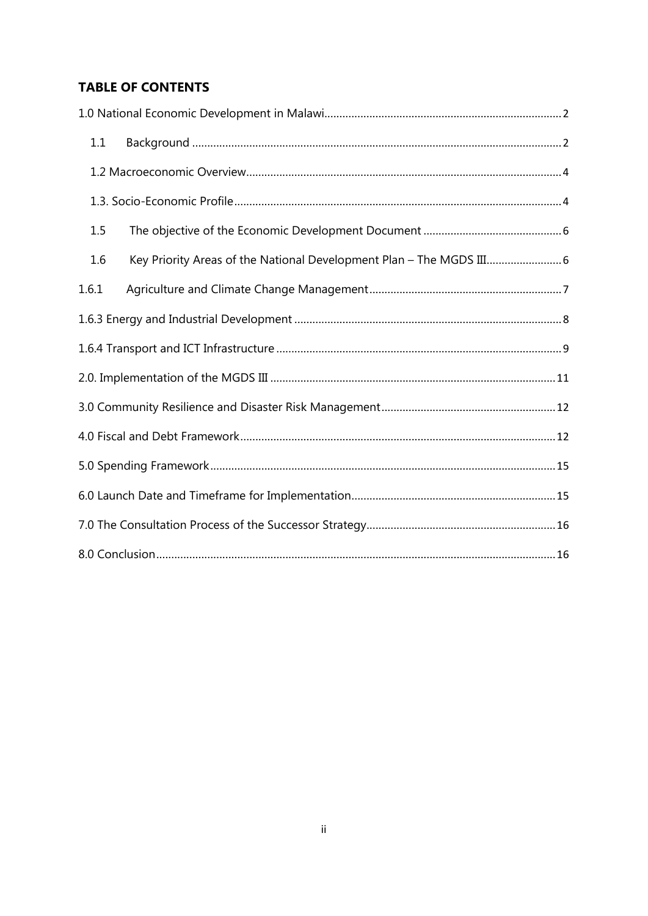## TABLE OF CONTENTS

1.0 National Economic Development in Malawi........................................................................2

1.1 Background ........................................................................................................2

1.2 Macroeconomic Overview........................................................................................4

1.3. Socio-Economic Profile..........................................................................................4

1.5 The objective of the Economic Development Document ............................................6

1.6 Key Priority Areas of the National Development Plan – The MGDS III.........................6

1.6.1 Agriculture and Climate Change Management..............................................................7

1.6.3 Energy and Industrial Development ..............................................................................8

1.6.4 Transport and ICT Infrastructure ..................................................................................9

2.0. Implementation of the MGDS III ................................................................................11

3.0 Community Resilience and Disaster Risk Management..................................................12

4.0 Fiscal and Debt Framework.........................................................................................12

5.0 Spending Framework..................................................................................................15

6.0 Launch Date and Timeframe for Implementation..........................................................15

7.0 The Consultation Process of the Successor Strategy.......................................................16

8.0 Conclusion.................................................................................................................16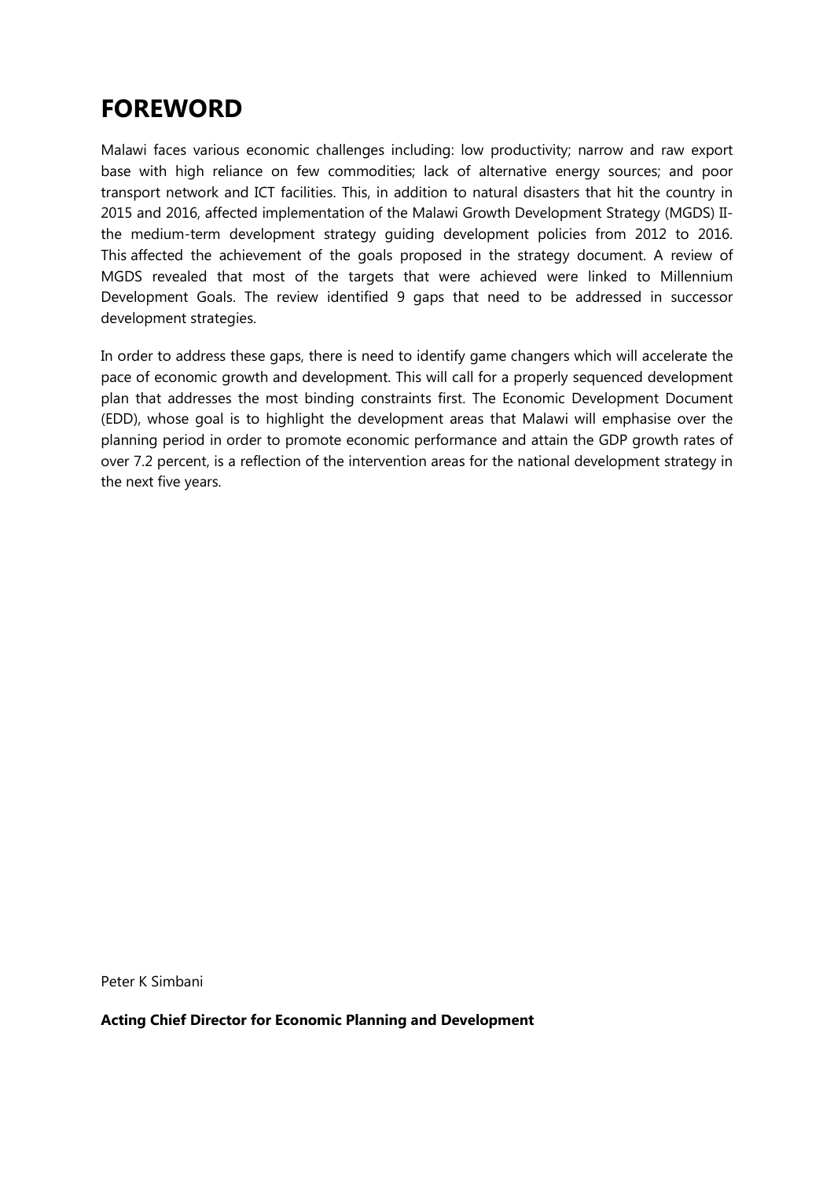# FOREWORD

Malawi faces various economic challenges including: low productivity; narrow and raw export base with high reliance on few commodities; lack of alternative energy sources; and poor transport network and ICT facilities. This, in addition to natural disasters that hit the country in 2015 and 2016, affected implementation of the Malawi Growth Development Strategy (MGDS) II- the medium-term development strategy guiding development policies from 2012 to 2016. This affected the achievement of the goals proposed in the strategy document. A review of MGDS revealed that most of the targets that were achieved were linked to Millennium Development Goals. The review identified 9 gaps that need to be addressed in successor development strategies.

In order to address these gaps, there is need to identify game changers which will accelerate the pace of economic growth and development. This will call for a properly sequenced development plan that addresses the most binding constraints first. The Economic Development Document (EDD), whose goal is to highlight the development areas that Malawi will emphasise over the planning period in order to promote economic performance and attain the GDP growth rates of over 7.2 percent, is a reflection of the intervention areas for the national development strategy in the next five years.

Peter K Simbani

**Acting Chief Director for Economic Planning and Development**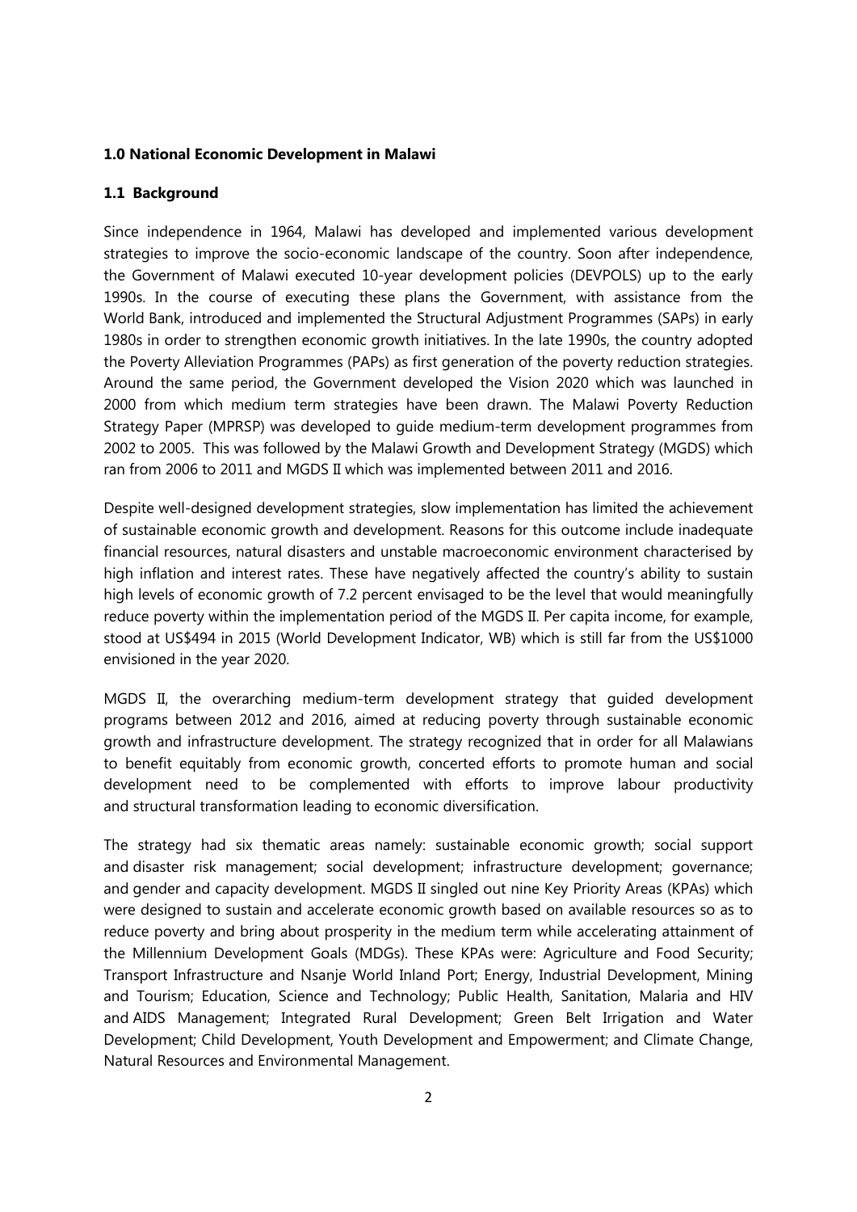## 1.0 National Economic Development in Malawi

### 1.1 Background

Since independence in 1964, Malawi has developed and implemented various development strategies to improve the socio-economic landscape of the country. Soon after independence, the Government of Malawi executed 10-year development policies (DEVPOLS) up to the early 1990s. In the course of executing these plans the Government, with assistance from the World Bank, introduced and implemented the Structural Adjustment Programmes (SAPs) in early 1980s in order to strengthen economic growth initiatives. In the late 1990s, the country adopted the Poverty Alleviation Programmes (PAPs) as first generation of the poverty reduction strategies. Around the same period, the Government developed the Vision 2020 which was launched in 2000 from which medium term strategies have been drawn. The Malawi Poverty Reduction Strategy Paper (MPRSP) was developed to guide medium-term development programmes from 2002 to 2005. This was followed by the Malawi Growth and Development Strategy (MGDS) which ran from 2006 to 2011 and MGDS II which was implemented between 2011 and 2016.

Despite well-designed development strategies, slow implementation has limited the achievement of sustainable economic growth and development. Reasons for this outcome include inadequate financial resources, natural disasters and unstable macroeconomic environment characterised by high inflation and interest rates. These have negatively affected the country's ability to sustain high levels of economic growth of 7.2 percent envisaged to be the level that would meaningfully reduce poverty within the implementation period of the MGDS II. Per capita income, for example, stood at US$494 in 2015 (World Development Indicator, WB) which is still far from the US$1000 envisioned in the year 2020.

MGDS II, the overarching medium-term development strategy that guided development programs between 2012 and 2016, aimed at reducing poverty through sustainable economic growth and infrastructure development. The strategy recognized that in order for all Malawians to benefit equitably from economic growth, concerted efforts to promote human and social development need to be complemented with efforts to improve labour productivity and structural transformation leading to economic diversification.

The strategy had six thematic areas namely: sustainable economic growth; social support and disaster risk management; social development; infrastructure development; governance; and gender and capacity development. MGDS II singled out nine Key Priority Areas (KPAs) which were designed to sustain and accelerate economic growth based on available resources so as to reduce poverty and bring about prosperity in the medium term while accelerating attainment of the Millennium Development Goals (MDGs). These KPAs were: Agriculture and Food Security; Transport Infrastructure and Nsanje World Inland Port; Energy, Industrial Development, Mining and Tourism; Education, Science and Technology; Public Health, Sanitation, Malaria and HIV and AIDS Management; Integrated Rural Development; Green Belt Irrigation and Water Development; Child Development, Youth Development and Empowerment; and Climate Change, Natural Resources and Environmental Management.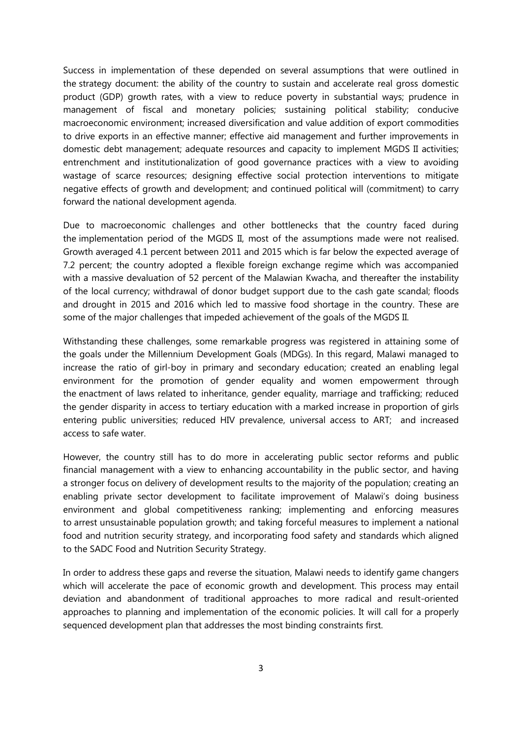Success in implementation of these depended on several assumptions that were outlined in the strategy document: the ability of the country to sustain and accelerate real gross domestic product (GDP) growth rates, with a view to reduce poverty in substantial ways; prudence in management of fiscal and monetary policies; sustaining political stability; conducive macroeconomic environment; increased diversification and value addition of export commodities to drive exports in an effective manner; effective aid management and further improvements in domestic debt management; adequate resources and capacity to implement MGDS II activities; entrenchment and institutionalization of good governance practices with a view to avoiding wastage of scarce resources; designing effective social protection interventions to mitigate negative effects of growth and development; and continued political will (commitment) to carry forward the national development agenda.

Due to macroeconomic challenges and other bottlenecks that the country faced during the implementation period of the MGDS II, most of the assumptions made were not realised. Growth averaged 4.1 percent between 2011 and 2015 which is far below the expected average of 7.2 percent; the country adopted a flexible foreign exchange regime which was accompanied with a massive devaluation of 52 percent of the Malawian Kwacha, and thereafter the instability of the local currency; withdrawal of donor budget support due to the cash gate scandal; floods and drought in 2015 and 2016 which led to massive food shortage in the country. These are some of the major challenges that impeded achievement of the goals of the MGDS II.

Withstanding these challenges, some remarkable progress was registered in attaining some of the goals under the Millennium Development Goals (MDGs). In this regard, Malawi managed to increase the ratio of girl-boy in primary and secondary education; created an enabling legal environment for the promotion of gender equality and women empowerment through the enactment of laws related to inheritance, gender equality, marriage and trafficking; reduced the gender disparity in access to tertiary education with a marked increase in proportion of girls entering public universities; reduced HIV prevalence, universal access to ART; and increased access to safe water.

However, the country still has to do more in accelerating public sector reforms and public financial management with a view to enhancing accountability in the public sector, and having a stronger focus on delivery of development results to the majority of the population; creating an enabling private sector development to facilitate improvement of Malawi's doing business environment and global competitiveness ranking; implementing and enforcing measures to arrest unsustainable population growth; and taking forceful measures to implement a national food and nutrition security strategy, and incorporating food safety and standards which aligned to the SADC Food and Nutrition Security Strategy.

In order to address these gaps and reverse the situation, Malawi needs to identify game changers which will accelerate the pace of economic growth and development. This process may entail deviation and abandonment of traditional approaches to more radical and result-oriented approaches to planning and implementation of the economic policies. It will call for a properly sequenced development plan that addresses the most binding constraints first.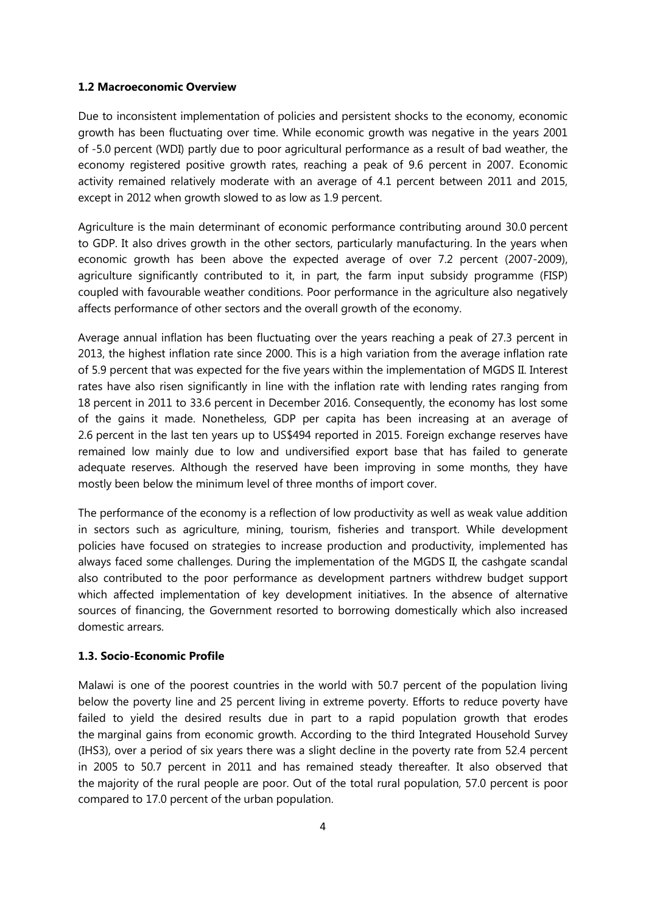### 1.2 Macroeconomic Overview

Due to inconsistent implementation of policies and persistent shocks to the economy, economic growth has been fluctuating over time. While economic growth was negative in the years 2001 of -5.0 percent (WDI) partly due to poor agricultural performance as a result of bad weather, the economy registered positive growth rates, reaching a peak of 9.6 percent in 2007. Economic activity remained relatively moderate with an average of 4.1 percent between 2011 and 2015, except in 2012 when growth slowed to as low as 1.9 percent.

Agriculture is the main determinant of economic performance contributing around 30.0 percent to GDP. It also drives growth in the other sectors, particularly manufacturing. In the years when economic growth has been above the expected average of over 7.2 percent (2007-2009), agriculture significantly contributed to it, in part, the farm input subsidy programme (FISP) coupled with favourable weather conditions. Poor performance in the agriculture also negatively affects performance of other sectors and the overall growth of the economy.

Average annual inflation has been fluctuating over the years reaching a peak of 27.3 percent in 2013, the highest inflation rate since 2000. This is a high variation from the average inflation rate of 5.9 percent that was expected for the five years within the implementation of MGDS II. Interest rates have also risen significantly in line with the inflation rate with lending rates ranging from 18 percent in 2011 to 33.6 percent in December 2016. Consequently, the economy has lost some of the gains it made. Nonetheless, GDP per capita has been increasing at an average of 2.6 percent in the last ten years up to US$494 reported in 2015. Foreign exchange reserves have remained low mainly due to low and undiversified export base that has failed to generate adequate reserves. Although the reserved have been improving in some months, they have mostly been below the minimum level of three months of import cover.

The performance of the economy is a reflection of low productivity as well as weak value addition in sectors such as agriculture, mining, tourism, fisheries and transport. While development policies have focused on strategies to increase production and productivity, implemented has always faced some challenges. During the implementation of the MGDS II, the cashgate scandal also contributed to the poor performance as development partners withdrew budget support which affected implementation of key development initiatives. In the absence of alternative sources of financing, the Government resorted to borrowing domestically which also increased domestic arrears.

### 1.3. Socio-Economic Profile

Malawi is one of the poorest countries in the world with 50.7 percent of the population living below the poverty line and 25 percent living in extreme poverty. Efforts to reduce poverty have failed to yield the desired results due in part to a rapid population growth that erodes the marginal gains from economic growth. According to the third Integrated Household Survey (IHS3), over a period of six years there was a slight decline in the poverty rate from 52.4 percent in 2005 to 50.7 percent in 2011 and has remained steady thereafter. It also observed that the majority of the rural people are poor. Out of the total rural population, 57.0 percent is poor compared to 17.0 percent of the urban population.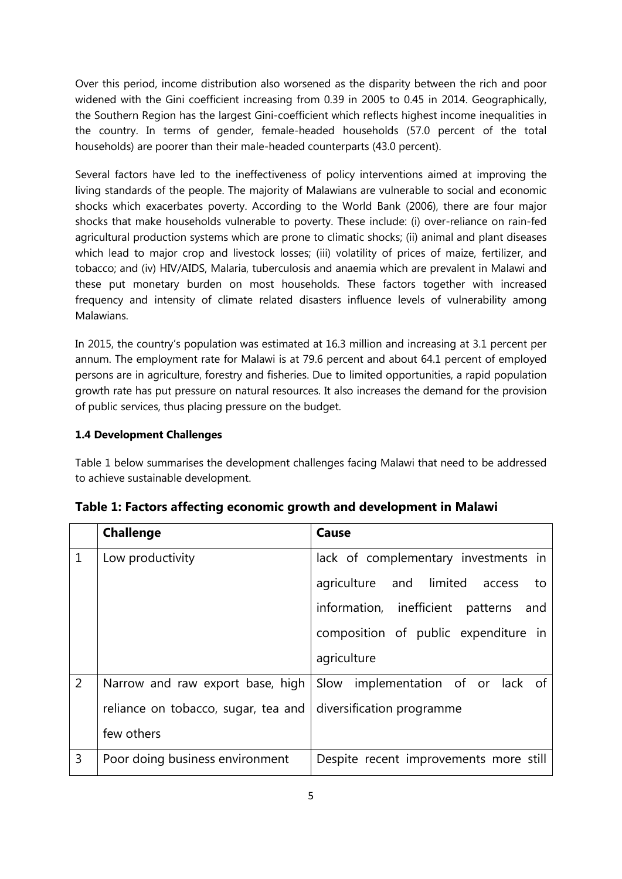Over this period, income distribution also worsened as the disparity between the rich and poor widened with the Gini coefficient increasing from 0.39 in 2005 to 0.45 in 2014. Geographically, the Southern Region has the largest Gini-coefficient which reflects highest income inequalities in the country. In terms of gender, female-headed households (57.0 percent of the total households) are poorer than their male-headed counterparts (43.0 percent).

Several factors have led to the ineffectiveness of policy interventions aimed at improving the living standards of the people. The majority of Malawians are vulnerable to social and economic shocks which exacerbates poverty. According to the World Bank (2006), there are four major shocks that make households vulnerable to poverty. These include: (i) over-reliance on rain-fed agricultural production systems which are prone to climatic shocks; (ii) animal and plant diseases which lead to major crop and livestock losses; (iii) volatility of prices of maize, fertilizer, and tobacco; and (iv) HIV/AIDS, Malaria, tuberculosis and anaemia which are prevalent in Malawi and these put monetary burden on most households. These factors together with increased frequency and intensity of climate related disasters influence levels of vulnerability among Malawians.

In 2015, the country's population was estimated at 16.3 million and increasing at 3.1 percent per annum. The employment rate for Malawi is at 79.6 percent and about 64.1 percent of employed persons are in agriculture, forestry and fisheries. Due to limited opportunities, a rapid population growth rate has put pressure on natural resources. It also increases the demand for the provision of public services, thus placing pressure on the budget.

### 1.4 Development Challenges

Table 1 below summarises the development challenges facing Malawi that need to be addressed to achieve sustainable development.

**Table 1: Factors affecting economic growth and development in Malawi**

| | Challenge | Cause |
|---|---|---|
| 1 | Low productivity | lack of complementary investments in agriculture and limited access to information, inefficient patterns and composition of public expenditure in agriculture |
| 2 | Narrow and raw export base, high reliance on tobacco, sugar, tea and few others | Slow implementation of or lack of diversification programme |
| 3 | Poor doing business environment | Despite recent improvements more still |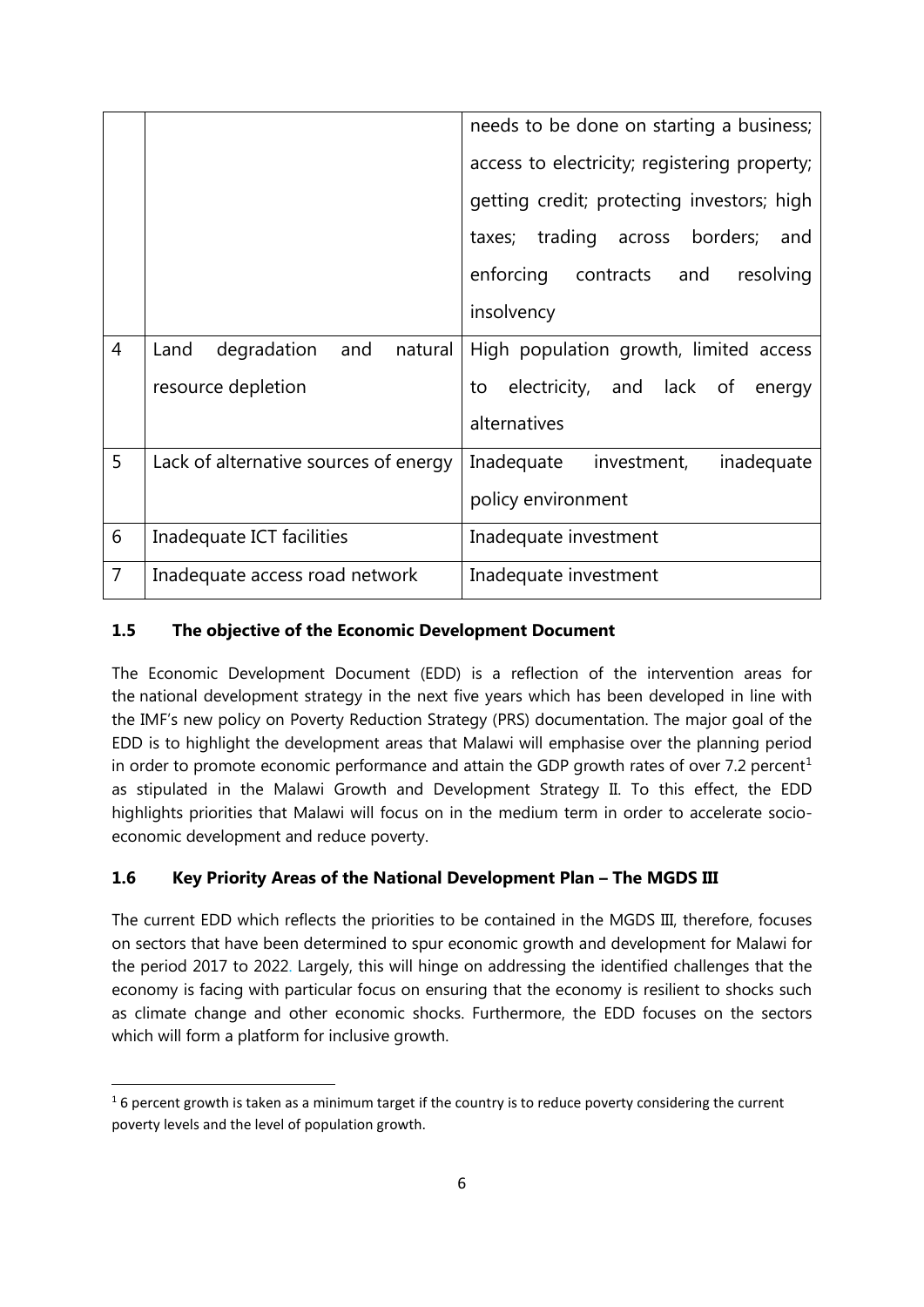| | | |
|---|---|---|
| | | needs to be done on starting a business; access to electricity; registering property; getting credit; protecting investors; high taxes; trading across borders; and enforcing contracts and resolving insolvency |
| 4 | Land degradation and natural resource depletion | High population growth, limited access to electricity, and lack of energy alternatives |
| 5 | Lack of alternative sources of energy | Inadequate investment, inadequate policy environment |
| 6 | Inadequate ICT facilities | Inadequate investment |
| 7 | Inadequate access road network | Inadequate investment |

### 1.5 The objective of the Economic Development Document

The Economic Development Document (EDD) is a reflection of the intervention areas for the national development strategy in the next five years which has been developed in line with the IMF's new policy on Poverty Reduction Strategy (PRS) documentation. The major goal of the EDD is to highlight the development areas that Malawi will emphasise over the planning period in order to promote economic performance and attain the GDP growth rates of over 7.2 percent[1] as stipulated in the Malawi Growth and Development Strategy II. To this effect, the EDD highlights priorities that Malawi will focus on in the medium term in order to accelerate socio-economic development and reduce poverty.

### 1.6 Key Priority Areas of the National Development Plan – The MGDS III

The current EDD which reflects the priorities to be contained in the MGDS III, therefore, focuses on sectors that have been determined to spur economic growth and development for Malawi for the period 2017 to 2022. Largely, this will hinge on addressing the identified challenges that the economy is facing with particular focus on ensuring that the economy is resilient to shocks such as climate change and other economic shocks. Furthermore, the EDD focuses on the sectors which will form a platform for inclusive growth.

[1] 6 percent growth is taken as a minimum target if the country is to reduce poverty considering the current poverty levels and the level of population growth.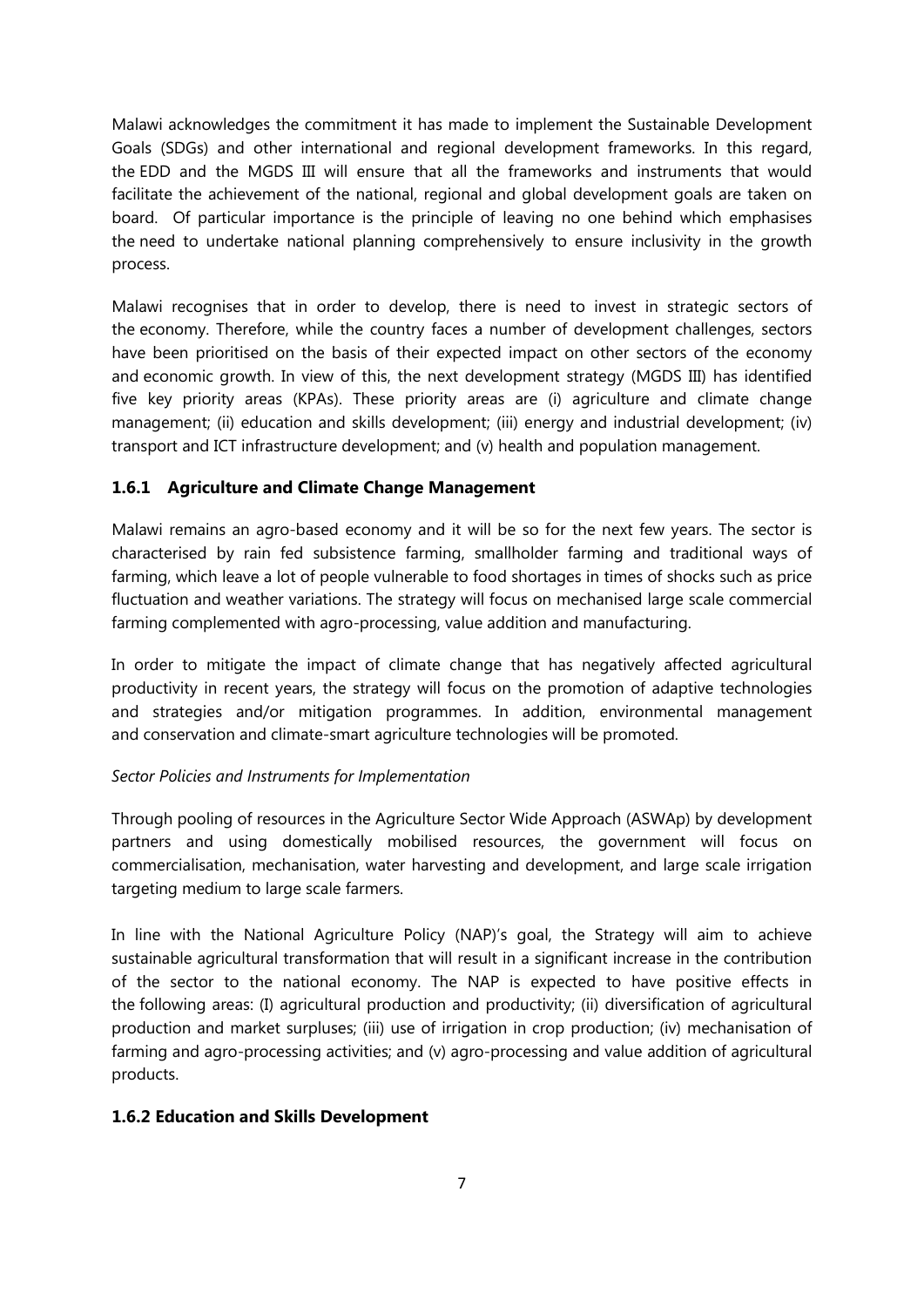Malawi acknowledges the commitment it has made to implement the Sustainable Development Goals (SDGs) and other international and regional development frameworks. In this regard, the EDD and the MGDS III will ensure that all the frameworks and instruments that would facilitate the achievement of the national, regional and global development goals are taken on board. Of particular importance is the principle of leaving no one behind which emphasises the need to undertake national planning comprehensively to ensure inclusivity in the growth process.

Malawi recognises that in order to develop, there is need to invest in strategic sectors of the economy. Therefore, while the country faces a number of development challenges, sectors have been prioritised on the basis of their expected impact on other sectors of the economy and economic growth. In view of this, the next development strategy (MGDS III) has identified five key priority areas (KPAs). These priority areas are (i) agriculture and climate change management; (ii) education and skills development; (iii) energy and industrial development; (iv) transport and ICT infrastructure development; and (v) health and population management.

### 1.6.1 Agriculture and Climate Change Management

Malawi remains an agro-based economy and it will be so for the next few years. The sector is characterised by rain fed subsistence farming, smallholder farming and traditional ways of farming, which leave a lot of people vulnerable to food shortages in times of shocks such as price fluctuation and weather variations. The strategy will focus on mechanised large scale commercial farming complemented with agro-processing, value addition and manufacturing.

In order to mitigate the impact of climate change that has negatively affected agricultural productivity in recent years, the strategy will focus on the promotion of adaptive technologies and strategies and/or mitigation programmes. In addition, environmental management and conservation and climate-smart agriculture technologies will be promoted.

*Sector Policies and Instruments for Implementation*

Through pooling of resources in the Agriculture Sector Wide Approach (ASWAp) by development partners and using domestically mobilised resources, the government will focus on commercialisation, mechanisation, water harvesting and development, and large scale irrigation targeting medium to large scale farmers.

In line with the National Agriculture Policy (NAP)'s goal, the Strategy will aim to achieve sustainable agricultural transformation that will result in a significant increase in the contribution of the sector to the national economy. The NAP is expected to have positive effects in the following areas: (I) agricultural production and productivity; (ii) diversification of agricultural production and market surpluses; (iii) use of irrigation in crop production; (iv) mechanisation of farming and agro-processing activities; and (v) agro-processing and value addition of agricultural products.

### 1.6.2 Education and Skills Development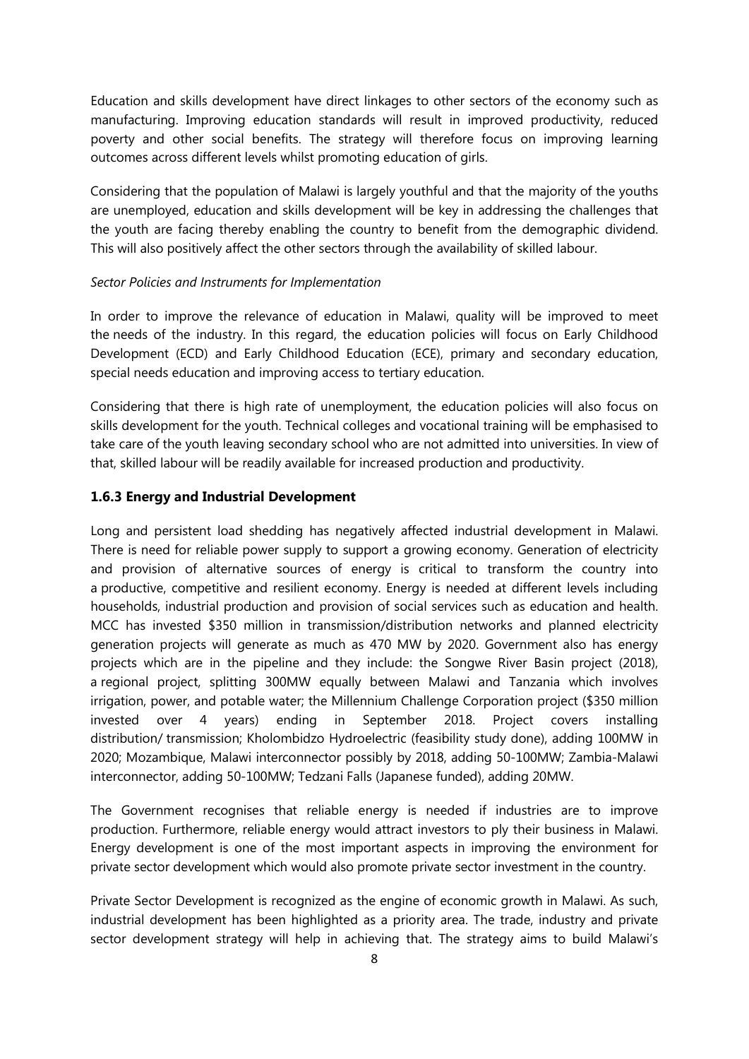Education and skills development have direct linkages to other sectors of the economy such as manufacturing. Improving education standards will result in improved productivity, reduced poverty and other social benefits. The strategy will therefore focus on improving learning outcomes across different levels whilst promoting education of girls.

Considering that the population of Malawi is largely youthful and that the majority of the youths are unemployed, education and skills development will be key in addressing the challenges that the youth are facing thereby enabling the country to benefit from the demographic dividend. This will also positively affect the other sectors through the availability of skilled labour.

*Sector Policies and Instruments for Implementation*

In order to improve the relevance of education in Malawi, quality will be improved to meet the needs of the industry. In this regard, the education policies will focus on Early Childhood Development (ECD) and Early Childhood Education (ECE), primary and secondary education, special needs education and improving access to tertiary education.

Considering that there is high rate of unemployment, the education policies will also focus on skills development for the youth. Technical colleges and vocational training will be emphasised to take care of the youth leaving secondary school who are not admitted into universities. In view of that, skilled labour will be readily available for increased production and productivity.

### 1.6.3 Energy and Industrial Development

Long and persistent load shedding has negatively affected industrial development in Malawi. There is need for reliable power supply to support a growing economy. Generation of electricity and provision of alternative sources of energy is critical to transform the country into a productive, competitive and resilient economy. Energy is needed at different levels including households, industrial production and provision of social services such as education and health. MCC has invested \$350 million in transmission/distribution networks and planned electricity generation projects will generate as much as 470 MW by 2020. Government also has energy projects which are in the pipeline and they include: the Songwe River Basin project (2018), a regional project, splitting 300MW equally between Malawi and Tanzania which involves irrigation, power, and potable water; the Millennium Challenge Corporation project (\$350 million invested over 4 years) ending in September 2018. Project covers installing distribution/ transmission; Kholombidzo Hydroelectric (feasibility study done), adding 100MW in 2020; Mozambique, Malawi interconnector possibly by 2018, adding 50-100MW; Zambia-Malawi interconnector, adding 50-100MW; Tedzani Falls (Japanese funded), adding 20MW.

The Government recognises that reliable energy is needed if industries are to improve production. Furthermore, reliable energy would attract investors to ply their business in Malawi. Energy development is one of the most important aspects in improving the environment for private sector development which would also promote private sector investment in the country.

Private Sector Development is recognized as the engine of economic growth in Malawi. As such, industrial development has been highlighted as a priority area. The trade, industry and private sector development strategy will help in achieving that. The strategy aims to build Malawi's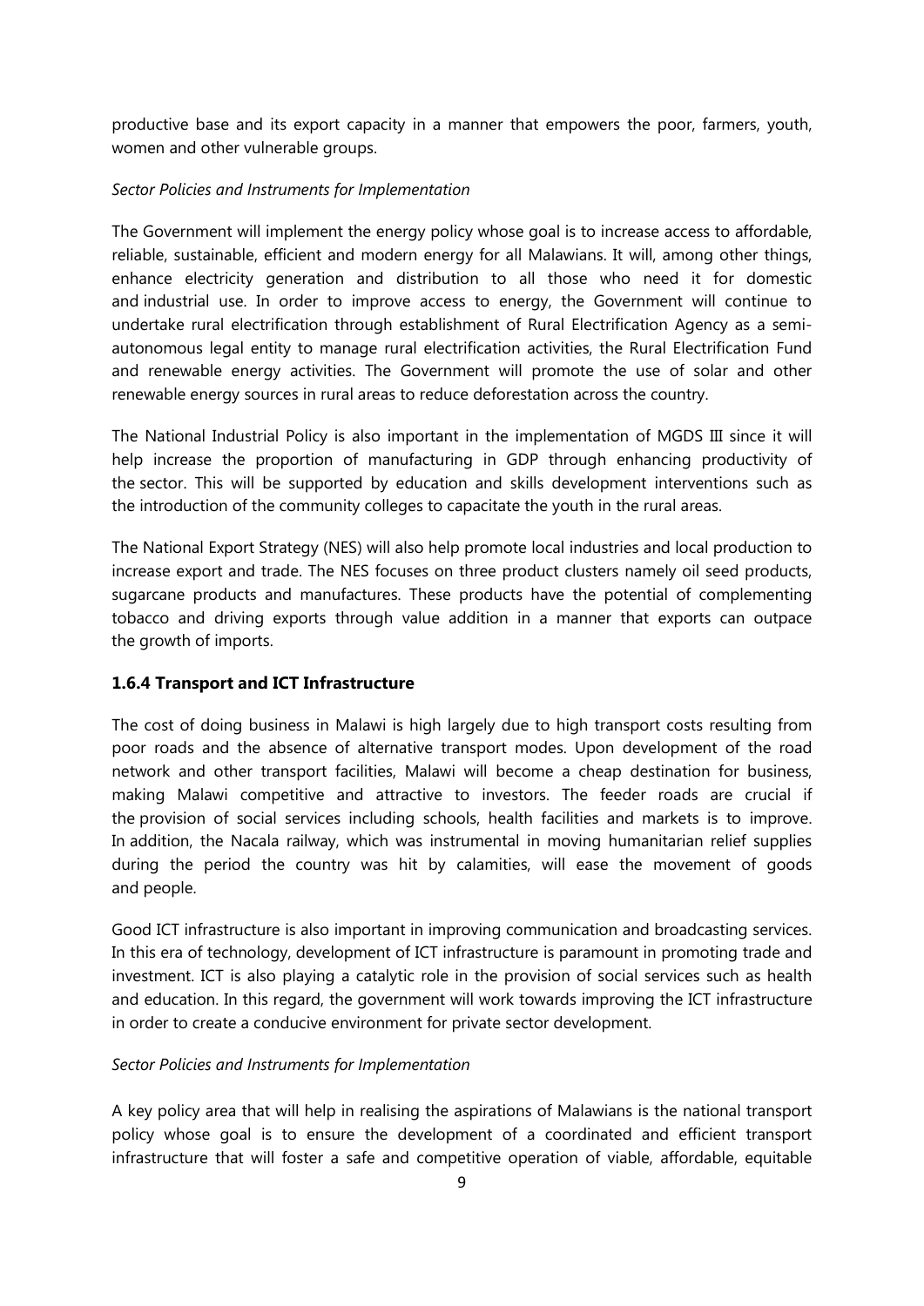productive base and its export capacity in a manner that empowers the poor, farmers, youth, women and other vulnerable groups.

*Sector Policies and Instruments for Implementation*

The Government will implement the energy policy whose goal is to increase access to affordable, reliable, sustainable, efficient and modern energy for all Malawians. It will, among other things, enhance electricity generation and distribution to all those who need it for domestic and industrial use. In order to improve access to energy, the Government will continue to undertake rural electrification through establishment of Rural Electrification Agency as a semi-autonomous legal entity to manage rural electrification activities, the Rural Electrification Fund and renewable energy activities. The Government will promote the use of solar and other renewable energy sources in rural areas to reduce deforestation across the country.

The National Industrial Policy is also important in the implementation of MGDS III since it will help increase the proportion of manufacturing in GDP through enhancing productivity of the sector. This will be supported by education and skills development interventions such as the introduction of the community colleges to capacitate the youth in the rural areas.

The National Export Strategy (NES) will also help promote local industries and local production to increase export and trade. The NES focuses on three product clusters namely oil seed products, sugarcane products and manufactures. These products have the potential of complementing tobacco and driving exports through value addition in a manner that exports can outpace the growth of imports.

### 1.6.4 Transport and ICT Infrastructure

The cost of doing business in Malawi is high largely due to high transport costs resulting from poor roads and the absence of alternative transport modes. Upon development of the road network and other transport facilities, Malawi will become a cheap destination for business, making Malawi competitive and attractive to investors. The feeder roads are crucial if the provision of social services including schools, health facilities and markets is to improve. In addition, the Nacala railway, which was instrumental in moving humanitarian relief supplies during the period the country was hit by calamities, will ease the movement of goods and people.

Good ICT infrastructure is also important in improving communication and broadcasting services. In this era of technology, development of ICT infrastructure is paramount in promoting trade and investment. ICT is also playing a catalytic role in the provision of social services such as health and education. In this regard, the government will work towards improving the ICT infrastructure in order to create a conducive environment for private sector development.

*Sector Policies and Instruments for Implementation*

A key policy area that will help in realising the aspirations of Malawians is the national transport policy whose goal is to ensure the development of a coordinated and efficient transport infrastructure that will foster a safe and competitive operation of viable, affordable, equitable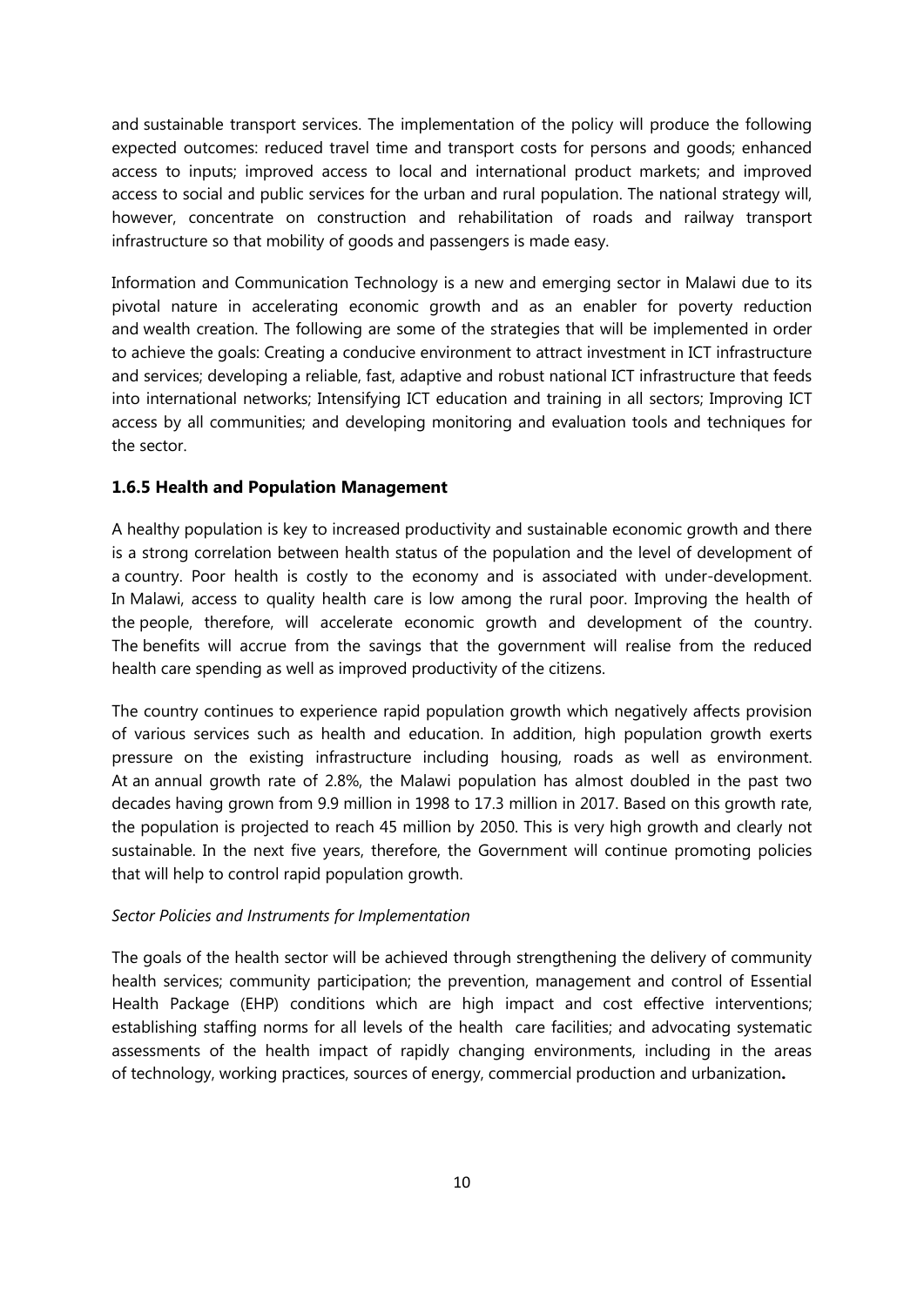and sustainable transport services. The implementation of the policy will produce the following expected outcomes: reduced travel time and transport costs for persons and goods; enhanced access to inputs; improved access to local and international product markets; and improved access to social and public services for the urban and rural population. The national strategy will, however, concentrate on construction and rehabilitation of roads and railway transport infrastructure so that mobility of goods and passengers is made easy.

Information and Communication Technology is a new and emerging sector in Malawi due to its pivotal nature in accelerating economic growth and as an enabler for poverty reduction and wealth creation. The following are some of the strategies that will be implemented in order to achieve the goals: Creating a conducive environment to attract investment in ICT infrastructure and services; developing a reliable, fast, adaptive and robust national ICT infrastructure that feeds into international networks; Intensifying ICT education and training in all sectors; Improving ICT access by all communities; and developing monitoring and evaluation tools and techniques for the sector.

### 1.6.5 Health and Population Management

A healthy population is key to increased productivity and sustainable economic growth and there is a strong correlation between health status of the population and the level of development of a country. Poor health is costly to the economy and is associated with under-development. In Malawi, access to quality health care is low among the rural poor. Improving the health of the people, therefore, will accelerate economic growth and development of the country. The benefits will accrue from the savings that the government will realise from the reduced health care spending as well as improved productivity of the citizens.

The country continues to experience rapid population growth which negatively affects provision of various services such as health and education. In addition, high population growth exerts pressure on the existing infrastructure including housing, roads as well as environment. At an annual growth rate of 2.8%, the Malawi population has almost doubled in the past two decades having grown from 9.9 million in 1998 to 17.3 million in 2017. Based on this growth rate, the population is projected to reach 45 million by 2050. This is very high growth and clearly not sustainable. In the next five years, therefore, the Government will continue promoting policies that will help to control rapid population growth.

*Sector Policies and Instruments for Implementation*

The goals of the health sector will be achieved through strengthening the delivery of community health services; community participation; the prevention, management and control of Essential Health Package (EHP) conditions which are high impact and cost effective interventions; establishing staffing norms for all levels of the health care facilities; and advocating systematic assessments of the health impact of rapidly changing environments, including in the areas of technology, working practices, sources of energy, commercial production and urbanization**.**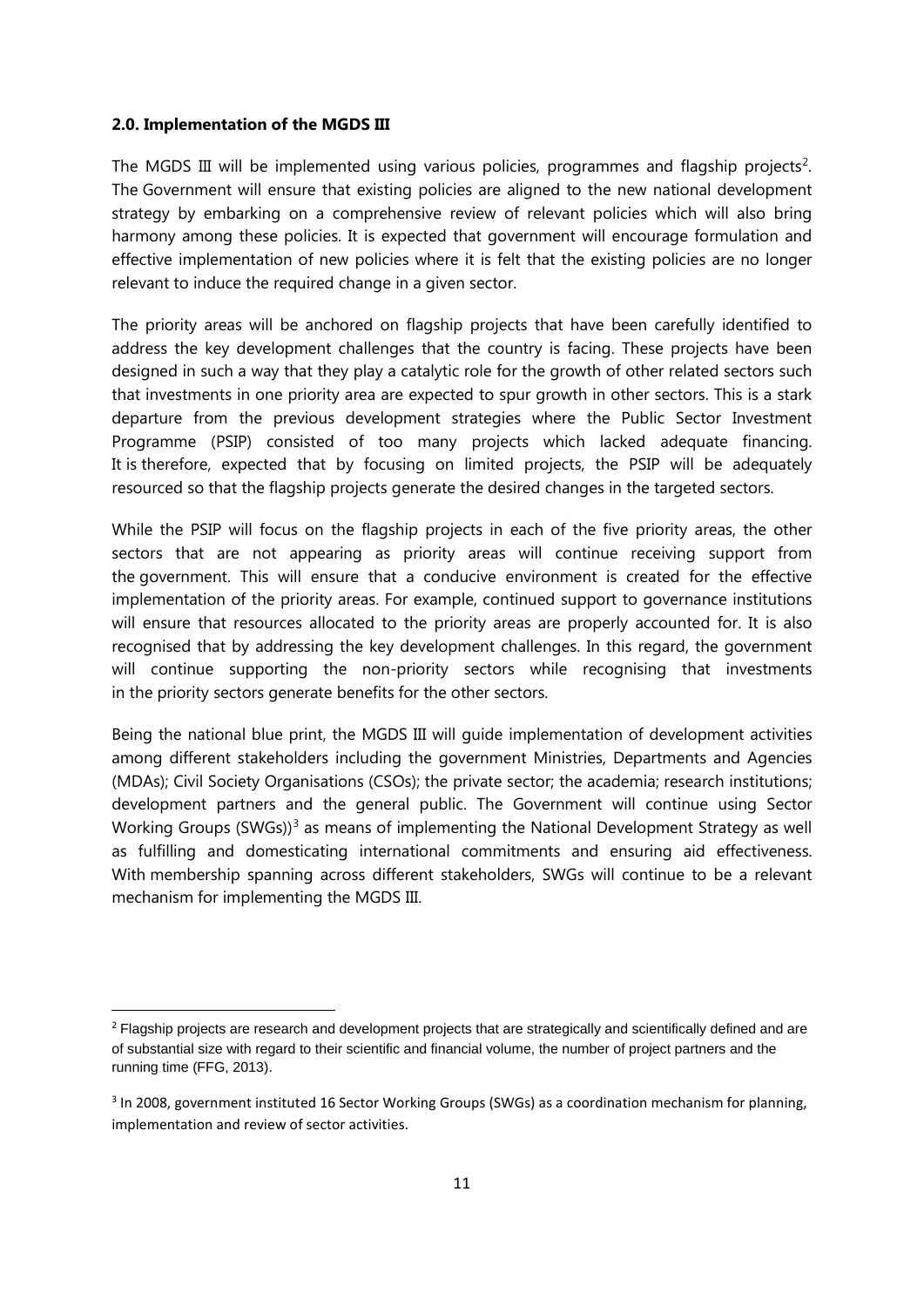**2.0. Implementation of the MGDS III**

The MGDS III will be implemented using various policies, programmes and flagship projects[2]. The Government will ensure that existing policies are aligned to the new national development strategy by embarking on a comprehensive review of relevant policies which will also bring harmony among these policies. It is expected that government will encourage formulation and effective implementation of new policies where it is felt that the existing policies are no longer relevant to induce the required change in a given sector.

The priority areas will be anchored on flagship projects that have been carefully identified to address the key development challenges that the country is facing. These projects have been designed in such a way that they play a catalytic role for the growth of other related sectors such that investments in one priority area are expected to spur growth in other sectors. This is a stark departure from the previous development strategies where the Public Sector Investment Programme (PSIP) consisted of too many projects which lacked adequate financing. It is therefore, expected that by focusing on limited projects, the PSIP will be adequately resourced so that the flagship projects generate the desired changes in the targeted sectors.

While the PSIP will focus on the flagship projects in each of the five priority areas, the other sectors that are not appearing as priority areas will continue receiving support from the government. This will ensure that a conducive environment is created for the effective implementation of the priority areas. For example, continued support to governance institutions will ensure that resources allocated to the priority areas are properly accounted for. It is also recognised that by addressing the key development challenges. In this regard, the government will continue supporting the non-priority sectors while recognising that investments in the priority sectors generate benefits for the other sectors.

Being the national blue print, the MGDS III will guide implementation of development activities among different stakeholders including the government Ministries, Departments and Agencies (MDAs); Civil Society Organisations (CSOs); the private sector; the academia; research institutions; development partners and the general public. The Government will continue using Sector Working Groups (SWGs))[3] as means of implementing the National Development Strategy as well as fulfilling and domesticating international commitments and ensuring aid effectiveness. With membership spanning across different stakeholders, SWGs will continue to be a relevant mechanism for implementing the MGDS III.

---

[2] Flagship projects are research and development projects that are strategically and scientifically defined and are of substantial size with regard to their scientific and financial volume, the number of project partners and the running time (FFG, 2013).

[3] In 2008, government instituted 16 Sector Working Groups (SWGs) as a coordination mechanism for planning, implementation and review of sector activities.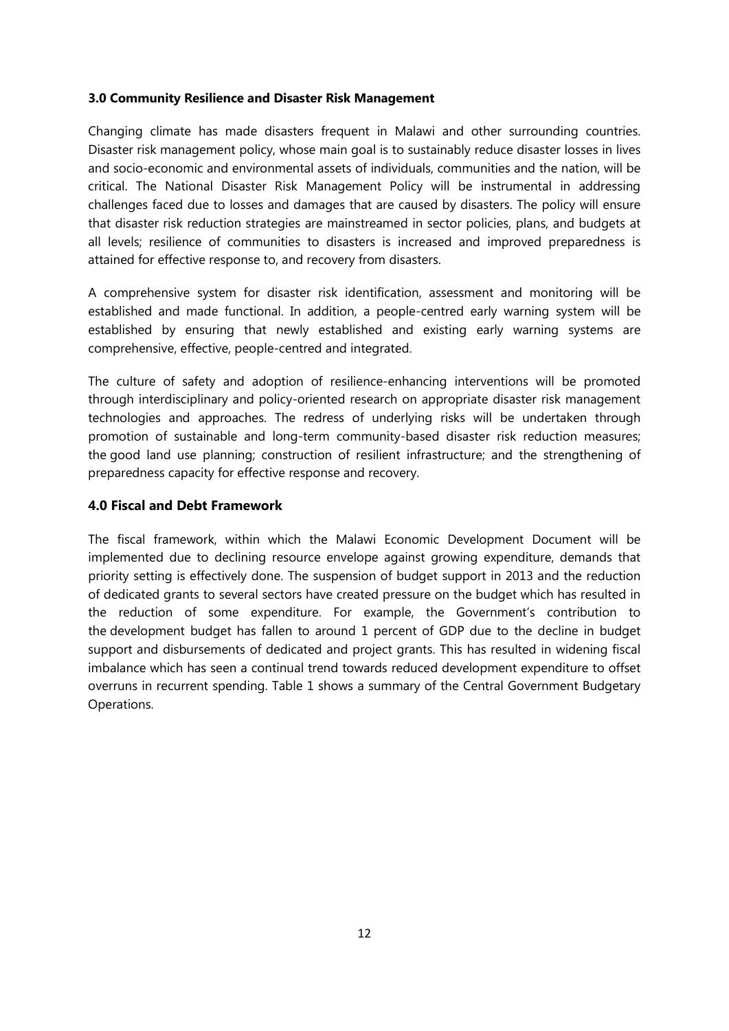## 3.0 Community Resilience and Disaster Risk Management

Changing climate has made disasters frequent in Malawi and other surrounding countries. Disaster risk management policy, whose main goal is to sustainably reduce disaster losses in lives and socio-economic and environmental assets of individuals, communities and the nation, will be critical. The National Disaster Risk Management Policy will be instrumental in addressing challenges faced due to losses and damages that are caused by disasters. The policy will ensure that disaster risk reduction strategies are mainstreamed in sector policies, plans, and budgets at all levels; resilience of communities to disasters is increased and improved preparedness is attained for effective response to, and recovery from disasters.

A comprehensive system for disaster risk identification, assessment and monitoring will be established and made functional. In addition, a people-centred early warning system will be established by ensuring that newly established and existing early warning systems are comprehensive, effective, people-centred and integrated.

The culture of safety and adoption of resilience-enhancing interventions will be promoted through interdisciplinary and policy-oriented research on appropriate disaster risk management technologies and approaches. The redress of underlying risks will be undertaken through promotion of sustainable and long-term community-based disaster risk reduction measures; the good land use planning; construction of resilient infrastructure; and the strengthening of preparedness capacity for effective response and recovery.

## 4.0 Fiscal and Debt Framework

The fiscal framework, within which the Malawi Economic Development Document will be implemented due to declining resource envelope against growing expenditure, demands that priority setting is effectively done. The suspension of budget support in 2013 and the reduction of dedicated grants to several sectors have created pressure on the budget which has resulted in the reduction of some expenditure. For example, the Government's contribution to the development budget has fallen to around 1 percent of GDP due to the decline in budget support and disbursements of dedicated and project grants. This has resulted in widening fiscal imbalance which has seen a continual trend towards reduced development expenditure to offset overruns in recurrent spending. Table 1 shows a summary of the Central Government Budgetary Operations.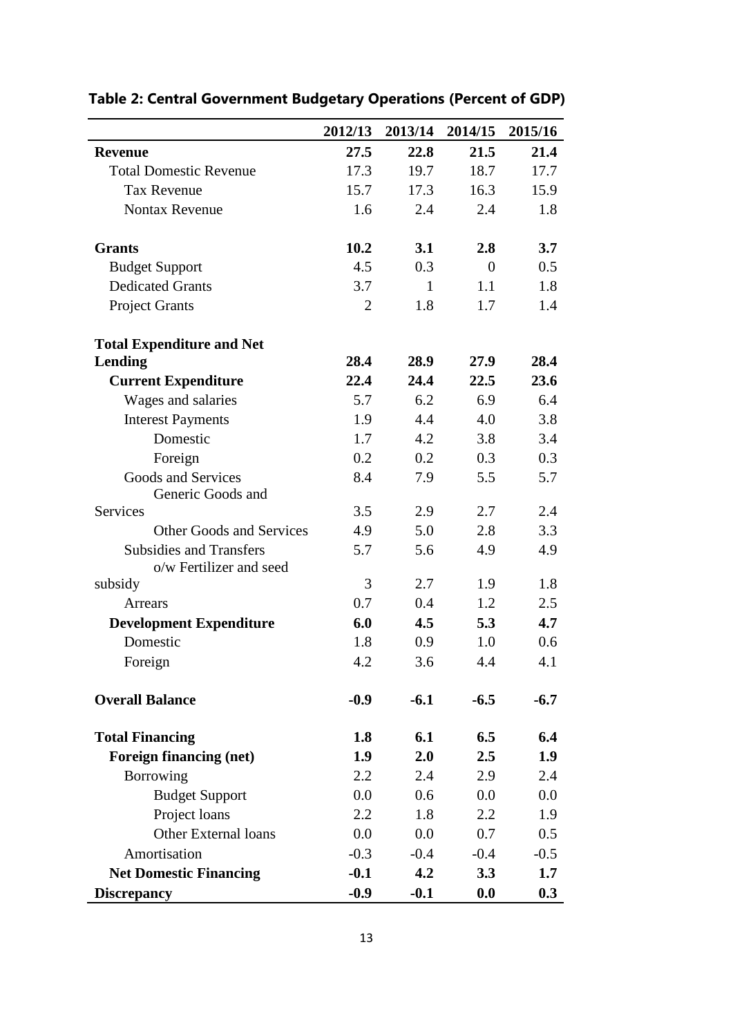**Table 2: Central Government Budgetary Operations (Percent of GDP)**

| | 2012/13 | 2013/14 | 2014/15 | 2015/16 |
|---|---|---|---|---|
| **Revenue** | **27.5** | **22.8** | **21.5** | **21.4** |
| Total Domestic Revenue | 17.3 | 19.7 | 18.7 | 17.7 |
| Tax Revenue | 15.7 | 17.3 | 16.3 | 15.9 |
| Nontax Revenue | 1.6 | 2.4 | 2.4 | 1.8 |
| | | | | |
| **Grants** | **10.2** | **3.1** | **2.8** | **3.7** |
| Budget Support | 4.5 | 0.3 | 0 | 0.5 |
| Dedicated Grants | 3.7 | 1 | 1.1 | 1.8 |
| Project Grants | 2 | 1.8 | 1.7 | 1.4 |
| | | | | |
| **Total Expenditure and Net Lending** | **28.4** | **28.9** | **27.9** | **28.4** |
| **Current Expenditure** | **22.4** | **24.4** | **22.5** | **23.6** |
| Wages and salaries | 5.7 | 6.2 | 6.9 | 6.4 |
| Interest Payments | 1.9 | 4.4 | 4.0 | 3.8 |
| Domestic | 1.7 | 4.2 | 3.8 | 3.4 |
| Foreign | 0.2 | 0.2 | 0.3 | 0.3 |
| Goods and Services | 8.4 | 7.9 | 5.5 | 5.7 |
| Generic Goods and Services | 3.5 | 2.9 | 2.7 | 2.4 |
| Other Goods and Services | 4.9 | 5.0 | 2.8 | 3.3 |
| Subsidies and Transfers | 5.7 | 5.6 | 4.9 | 4.9 |
| o/w Fertilizer and seed subsidy | 3 | 2.7 | 1.9 | 1.8 |
| Arrears | 0.7 | 0.4 | 1.2 | 2.5 |
| **Development Expenditure** | **6.0** | **4.5** | **5.3** | **4.7** |
| Domestic | 1.8 | 0.9 | 1.0 | 0.6 |
| Foreign | 4.2 | 3.6 | 4.4 | 4.1 |
| | | | | |
| **Overall Balance** | **-0.9** | **-6.1** | **-6.5** | **-6.7** |
| | | | | |
| **Total Financing** | **1.8** | **6.1** | **6.5** | **6.4** |
| **Foreign financing (net)** | **1.9** | **2.0** | **2.5** | **1.9** |
| Borrowing | 2.2 | 2.4 | 2.9 | 2.4 |
| Budget Support | 0.0 | 0.6 | 0.0 | 0.0 |
| Project loans | 2.2 | 1.8 | 2.2 | 1.9 |
| Other External loans | 0.0 | 0.0 | 0.7 | 0.5 |
| Amortisation | -0.3 | -0.4 | -0.4 | -0.5 |
| **Net Domestic Financing** | **-0.1** | **4.2** | **3.3** | **1.7** |
| **Discrepancy** | **-0.9** | **-0.1** | **0.0** | **0.3** |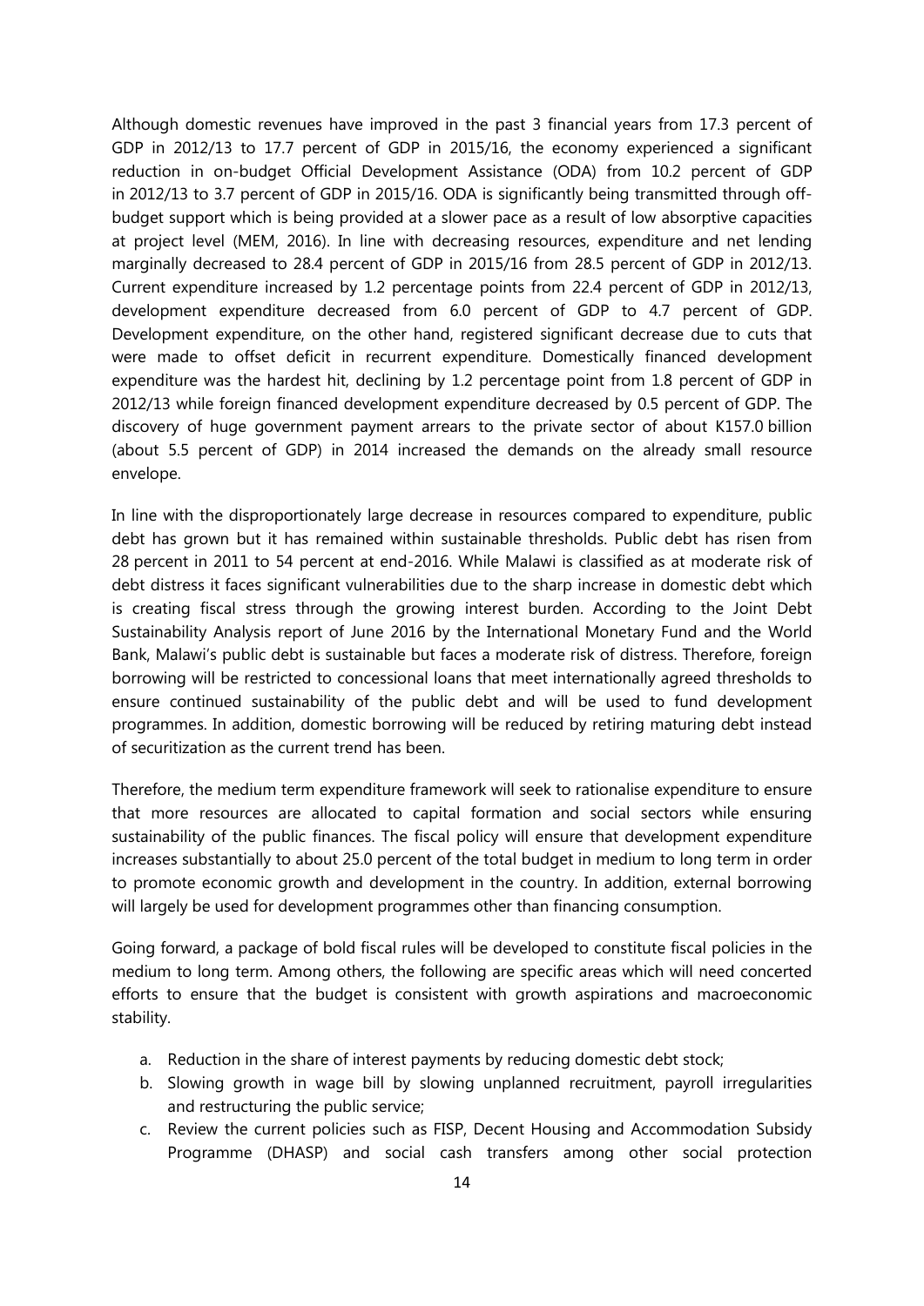Although domestic revenues have improved in the past 3 financial years from 17.3 percent of GDP in 2012/13 to 17.7 percent of GDP in 2015/16, the economy experienced a significant reduction in on-budget Official Development Assistance (ODA) from 10.2 percent of GDP in 2012/13 to 3.7 percent of GDP in 2015/16. ODA is significantly being transmitted through off-budget support which is being provided at a slower pace as a result of low absorptive capacities at project level (MEM, 2016). In line with decreasing resources, expenditure and net lending marginally decreased to 28.4 percent of GDP in 2015/16 from 28.5 percent of GDP in 2012/13. Current expenditure increased by 1.2 percentage points from 22.4 percent of GDP in 2012/13, development expenditure decreased from 6.0 percent of GDP to 4.7 percent of GDP. Development expenditure, on the other hand, registered significant decrease due to cuts that were made to offset deficit in recurrent expenditure. Domestically financed development expenditure was the hardest hit, declining by 1.2 percentage point from 1.8 percent of GDP in 2012/13 while foreign financed development expenditure decreased by 0.5 percent of GDP. The discovery of huge government payment arrears to the private sector of about K157.0 billion (about 5.5 percent of GDP) in 2014 increased the demands on the already small resource envelope.

In line with the disproportionately large decrease in resources compared to expenditure, public debt has grown but it has remained within sustainable thresholds. Public debt has risen from 28 percent in 2011 to 54 percent at end-2016. While Malawi is classified as at moderate risk of debt distress it faces significant vulnerabilities due to the sharp increase in domestic debt which is creating fiscal stress through the growing interest burden. According to the Joint Debt Sustainability Analysis report of June 2016 by the International Monetary Fund and the World Bank, Malawi's public debt is sustainable but faces a moderate risk of distress. Therefore, foreign borrowing will be restricted to concessional loans that meet internationally agreed thresholds to ensure continued sustainability of the public debt and will be used to fund development programmes. In addition, domestic borrowing will be reduced by retiring maturing debt instead of securitization as the current trend has been.

Therefore, the medium term expenditure framework will seek to rationalise expenditure to ensure that more resources are allocated to capital formation and social sectors while ensuring sustainability of the public finances. The fiscal policy will ensure that development expenditure increases substantially to about 25.0 percent of the total budget in medium to long term in order to promote economic growth and development in the country. In addition, external borrowing will largely be used for development programmes other than financing consumption.

Going forward, a package of bold fiscal rules will be developed to constitute fiscal policies in the medium to long term. Among others, the following are specific areas which will need concerted efforts to ensure that the budget is consistent with growth aspirations and macroeconomic stability.

a. Reduction in the share of interest payments by reducing domestic debt stock;
b. Slowing growth in wage bill by slowing unplanned recruitment, payroll irregularities and restructuring the public service;
c. Review the current policies such as FISP, Decent Housing and Accommodation Subsidy Programme (DHASP) and social cash transfers among other social protection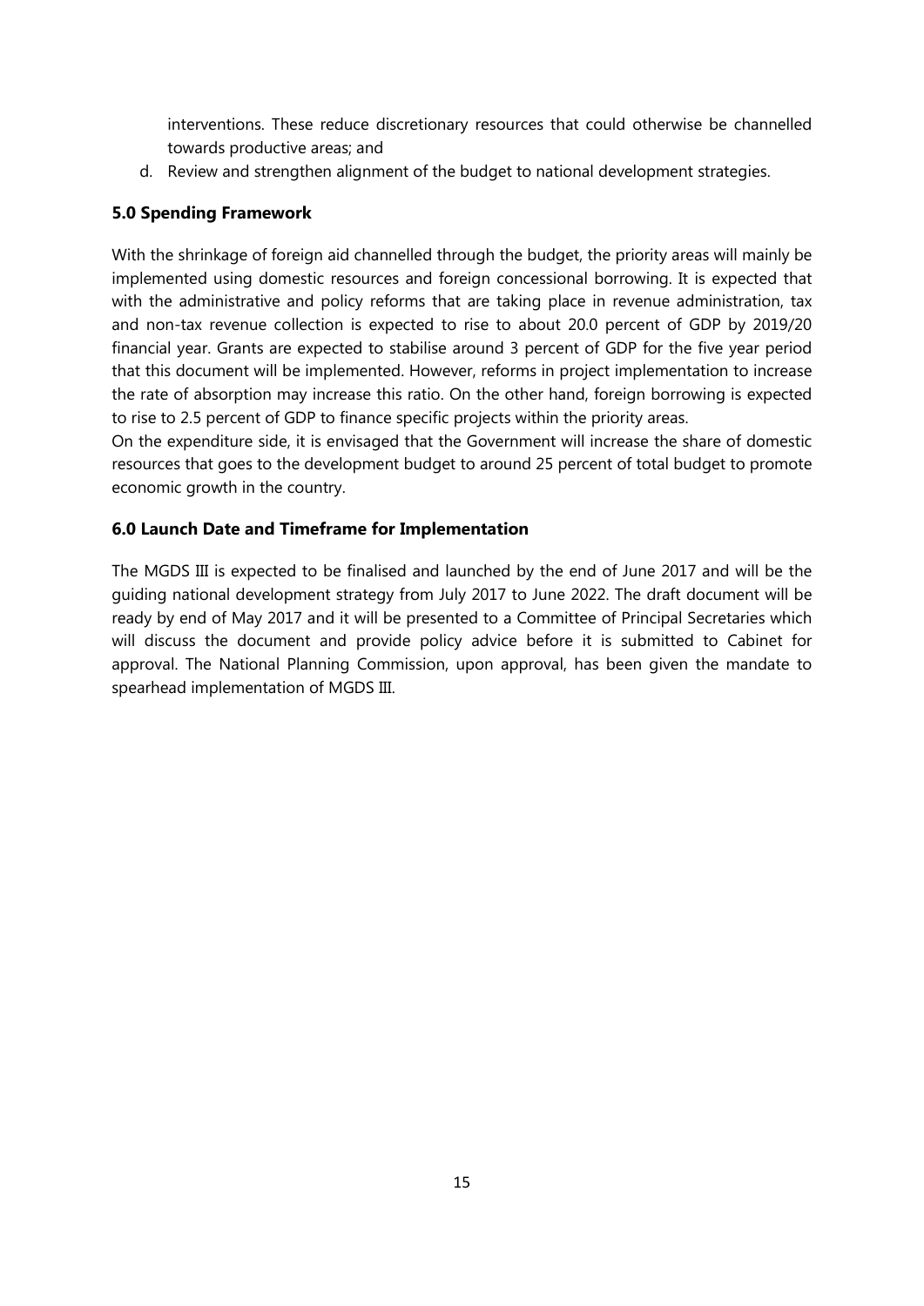interventions. These reduce discretionary resources that could otherwise be channelled towards productive areas; and

d. Review and strengthen alignment of the budget to national development strategies.

### 5.0 Spending Framework

With the shrinkage of foreign aid channelled through the budget, the priority areas will mainly be implemented using domestic resources and foreign concessional borrowing. It is expected that with the administrative and policy reforms that are taking place in revenue administration, tax and non-tax revenue collection is expected to rise to about 20.0 percent of GDP by 2019/20 financial year. Grants are expected to stabilise around 3 percent of GDP for the five year period that this document will be implemented. However, reforms in project implementation to increase the rate of absorption may increase this ratio. On the other hand, foreign borrowing is expected to rise to 2.5 percent of GDP to finance specific projects within the priority areas.

On the expenditure side, it is envisaged that the Government will increase the share of domestic resources that goes to the development budget to around 25 percent of total budget to promote economic growth in the country.

### 6.0 Launch Date and Timeframe for Implementation

The MGDS III is expected to be finalised and launched by the end of June 2017 and will be the guiding national development strategy from July 2017 to June 2022. The draft document will be ready by end of May 2017 and it will be presented to a Committee of Principal Secretaries which will discuss the document and provide policy advice before it is submitted to Cabinet for approval. The National Planning Commission, upon approval, has been given the mandate to spearhead implementation of MGDS III.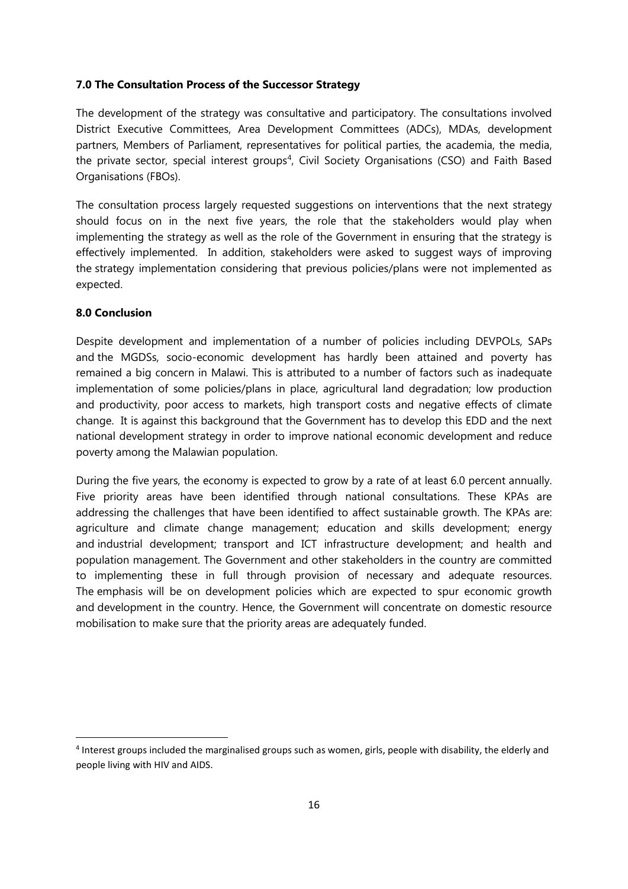## 7.0 The Consultation Process of the Successor Strategy

The development of the strategy was consultative and participatory. The consultations involved District Executive Committees, Area Development Committees (ADCs), MDAs, development partners, Members of Parliament, representatives for political parties, the academia, the media, the private sector, special interest groups[4], Civil Society Organisations (CSO) and Faith Based Organisations (FBOs).

The consultation process largely requested suggestions on interventions that the next strategy should focus on in the next five years, the role that the stakeholders would play when implementing the strategy as well as the role of the Government in ensuring that the strategy is effectively implemented. In addition, stakeholders were asked to suggest ways of improving the strategy implementation considering that previous policies/plans were not implemented as expected.

## 8.0 Conclusion

Despite development and implementation of a number of policies including DEVPOLs, SAPs and the MGDSs, socio-economic development has hardly been attained and poverty has remained a big concern in Malawi. This is attributed to a number of factors such as inadequate implementation of some policies/plans in place, agricultural land degradation; low production and productivity, poor access to markets, high transport costs and negative effects of climate change. It is against this background that the Government has to develop this EDD and the next national development strategy in order to improve national economic development and reduce poverty among the Malawian population.

During the five years, the economy is expected to grow by a rate of at least 6.0 percent annually. Five priority areas have been identified through national consultations. These KPAs are addressing the challenges that have been identified to affect sustainable growth. The KPAs are: agriculture and climate change management; education and skills development; energy and industrial development; transport and ICT infrastructure development; and health and population management. The Government and other stakeholders in the country are committed to implementing these in full through provision of necessary and adequate resources. The emphasis will be on development policies which are expected to spur economic growth and development in the country. Hence, the Government will concentrate on domestic resource mobilisation to make sure that the priority areas are adequately funded.

---

[4] Interest groups included the marginalised groups such as women, girls, people with disability, the elderly and people living with HIV and AIDS.